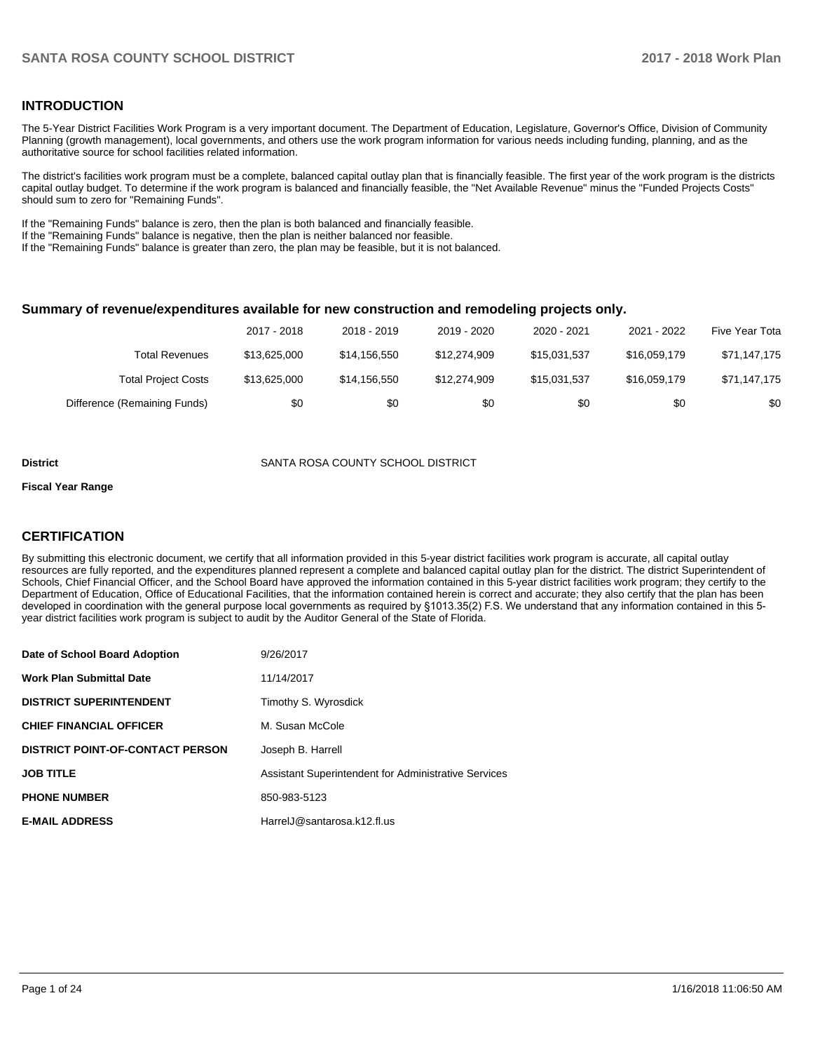## INTRODUCTION

The 5-Year District Facilities Work Program is a very important document. The Department of Education, Legislature, Governor's Office, Division of Community Planning (growth management), local governments, and others use the work program information for various needs including funding, planning, and as the authoritative source for school facilities related information.

The district's facilities work program must be a complete, balanced capital outlay plan that is financially feasible. The first year of the work program is the districts capital outlay budget. To determine if the work program is balanced and financially feasible, the "Net Available Revenue" minus the "Funded Projects Costs" should sum to zero for "Remaining Funds".

If the "Remaining Funds" balance is zero, then the plan is both balanced and financially feasible.
If the "Remaining Funds" balance is negative, then the plan is neither balanced nor feasible.
If the "Remaining Funds" balance is greater than zero, the plan may be feasible, but it is not balanced.

### Summary of revenue/expenditures available for new construction and remodeling projects only.

| | 2017 - 2018 | 2018 - 2019 | 2019 - 2020 | 2020 - 2021 | 2021 - 2022 | Five Year Tota |
|---|---|---|---|---|---|---|
| Total Revenues | $13,625,000 | $14,156,550 | $12,274,909 | $15,031,537 | $16,059,179 | $71,147,175 |
| Total Project Costs | $13,625,000 | $14,156,550 | $12,274,909 | $15,031,537 | $16,059,179 | $71,147,175 |
| Difference (Remaining Funds) | $0 | $0 | $0 | $0 | $0 | $0 |

**District** SANTA ROSA COUNTY SCHOOL DISTRICT

**Fiscal Year Range**

## CERTIFICATION

By submitting this electronic document, we certify that all information provided in this 5-year district facilities work program is accurate, all capital outlay resources are fully reported, and the expenditures planned represent a complete and balanced capital outlay plan for the district. The district Superintendent of Schools, Chief Financial Officer, and the School Board have approved the information contained in this 5-year district facilities work program; they certify to the Department of Education, Office of Educational Facilities, that the information contained herein is correct and accurate; they also certify that the plan has been developed in coordination with the general purpose local governments as required by §1013.35(2) F.S. We understand that any information contained in this 5-year district facilities work program is subject to audit by the Auditor General of the State of Florida.

| | |
|---|---|
| **Date of School Board Adoption** | 9/26/2017 |
| **Work Plan Submittal Date** | 11/14/2017 |
| **DISTRICT SUPERINTENDENT** | Timothy S. Wyrosdick |
| **CHIEF FINANCIAL OFFICER** | M. Susan McCole |
| **DISTRICT POINT-OF-CONTACT PERSON** | Joseph B. Harrell |
| **JOB TITLE** | Assistant Superintendent for Administrative Services |
| **PHONE NUMBER** | 850-983-5123 |
| **E-MAIL ADDRESS** | HarrelJ@santarosa.k12.fl.us |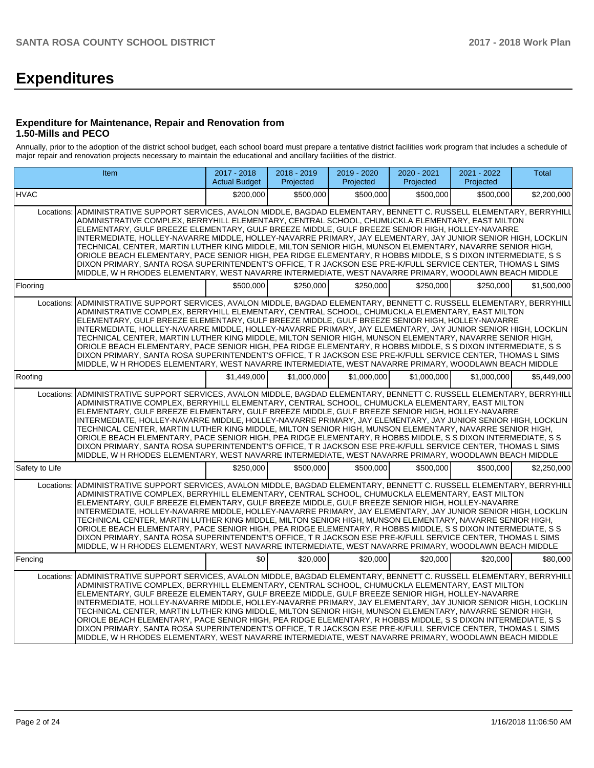# Expenditures

### Expenditure for Maintenance, Repair and Renovation from 1.50-Mills and PECO

Annually, prior to the adoption of the district school budget, each school board must prepare a tentative district facilities work program that includes a schedule of major repair and renovation projects necessary to maintain the educational and ancillary facilities of the district.

| Item | | 2017 - 2018 Actual Budget | 2018 - 2019 Projected | 2019 - 2020 Projected | 2020 - 2021 Projected | 2021 - 2022 Projected | Total |
|---|---|---|---|---|---|---|---|
| HVAC | | $200,000 | $500,000 | $500,000 | $500,000 | $500,000 | $2,200,000 |
| Locations: | ADMINISTRATIVE SUPPORT SERVICES, AVALON MIDDLE, BAGDAD ELEMENTARY, BENNETT C. RUSSELL ELEMENTARY, BERRYHILL ADMINISTRATIVE COMPLEX, BERRYHILL ELEMENTARY, CENTRAL SCHOOL, CHUMUCKLA ELEMENTARY, EAST MILTON ELEMENTARY, GULF BREEZE ELEMENTARY, GULF BREEZE MIDDLE, GULF BREEZE SENIOR HIGH, HOLLEY-NAVARRE INTERMEDIATE, HOLLEY-NAVARRE MIDDLE, HOLLEY-NAVARRE PRIMARY, JAY ELEMENTARY, JAY JUNIOR SENIOR HIGH, LOCKLIN TECHNICAL CENTER, MARTIN LUTHER KING MIDDLE, MILTON SENIOR HIGH, MUNSON ELEMENTARY, NAVARRE SENIOR HIGH, ORIOLE BEACH ELEMENTARY, PACE SENIOR HIGH, PEA RIDGE ELEMENTARY, R HOBBS MIDDLE, S S DIXON INTERMEDIATE, S S DIXON PRIMARY, SANTA ROSA SUPERINTENDENT'S OFFICE, T R JACKSON ESE PRE-K/FULL SERVICE CENTER, THOMAS L SIMS MIDDLE, W H RHODES ELEMENTARY, WEST NAVARRE INTERMEDIATE, WEST NAVARRE PRIMARY, WOODLAWN BEACH MIDDLE | | | | | | |
| Flooring | | $500,000 | $250,000 | $250,000 | $250,000 | $250,000 | $1,500,000 |
| Locations: | ADMINISTRATIVE SUPPORT SERVICES, AVALON MIDDLE, BAGDAD ELEMENTARY, BENNETT C. RUSSELL ELEMENTARY, BERRYHILL ADMINISTRATIVE COMPLEX, BERRYHILL ELEMENTARY, CENTRAL SCHOOL, CHUMUCKLA ELEMENTARY, EAST MILTON ELEMENTARY, GULF BREEZE ELEMENTARY, GULF BREEZE MIDDLE, GULF BREEZE SENIOR HIGH, HOLLEY-NAVARRE INTERMEDIATE, HOLLEY-NAVARRE MIDDLE, HOLLEY-NAVARRE PRIMARY, JAY ELEMENTARY, JAY JUNIOR SENIOR HIGH, LOCKLIN TECHNICAL CENTER, MARTIN LUTHER KING MIDDLE, MILTON SENIOR HIGH, MUNSON ELEMENTARY, NAVARRE SENIOR HIGH, ORIOLE BEACH ELEMENTARY, PACE SENIOR HIGH, PEA RIDGE ELEMENTARY, R HOBBS MIDDLE, S S DIXON INTERMEDIATE, S S DIXON PRIMARY, SANTA ROSA SUPERINTENDENT'S OFFICE, T R JACKSON ESE PRE-K/FULL SERVICE CENTER, THOMAS L SIMS MIDDLE, W H RHODES ELEMENTARY, WEST NAVARRE INTERMEDIATE, WEST NAVARRE PRIMARY, WOODLAWN BEACH MIDDLE | | | | | | |
| Roofing | | $1,449,000 | $1,000,000 | $1,000,000 | $1,000,000 | $1,000,000 | $5,449,000 |
| Locations: | ADMINISTRATIVE SUPPORT SERVICES, AVALON MIDDLE, BAGDAD ELEMENTARY, BENNETT C. RUSSELL ELEMENTARY, BERRYHILL ADMINISTRATIVE COMPLEX, BERRYHILL ELEMENTARY, CENTRAL SCHOOL, CHUMUCKLA ELEMENTARY, EAST MILTON ELEMENTARY, GULF BREEZE ELEMENTARY, GULF BREEZE MIDDLE, GULF BREEZE SENIOR HIGH, HOLLEY-NAVARRE INTERMEDIATE, HOLLEY-NAVARRE MIDDLE, HOLLEY-NAVARRE PRIMARY, JAY ELEMENTARY, JAY JUNIOR SENIOR HIGH, LOCKLIN TECHNICAL CENTER, MARTIN LUTHER KING MIDDLE, MILTON SENIOR HIGH, MUNSON ELEMENTARY, NAVARRE SENIOR HIGH, ORIOLE BEACH ELEMENTARY, PACE SENIOR HIGH, PEA RIDGE ELEMENTARY, R HOBBS MIDDLE, S S DIXON INTERMEDIATE, S S DIXON PRIMARY, SANTA ROSA SUPERINTENDENT'S OFFICE, T R JACKSON ESE PRE-K/FULL SERVICE CENTER, THOMAS L SIMS MIDDLE, W H RHODES ELEMENTARY, WEST NAVARRE INTERMEDIATE, WEST NAVARRE PRIMARY, WOODLAWN BEACH MIDDLE | | | | | | |
| Safety to Life | | $250,000 | $500,000 | $500,000 | $500,000 | $500,000 | $2,250,000 |
| Locations: | ADMINISTRATIVE SUPPORT SERVICES, AVALON MIDDLE, BAGDAD ELEMENTARY, BENNETT C. RUSSELL ELEMENTARY, BERRYHILL ADMINISTRATIVE COMPLEX, BERRYHILL ELEMENTARY, CENTRAL SCHOOL, CHUMUCKLA ELEMENTARY, EAST MILTON ELEMENTARY, GULF BREEZE ELEMENTARY, GULF BREEZE MIDDLE, GULF BREEZE SENIOR HIGH, HOLLEY-NAVARRE INTERMEDIATE, HOLLEY-NAVARRE MIDDLE, HOLLEY-NAVARRE PRIMARY, JAY ELEMENTARY, JAY JUNIOR SENIOR HIGH, LOCKLIN TECHNICAL CENTER, MARTIN LUTHER KING MIDDLE, MILTON SENIOR HIGH, MUNSON ELEMENTARY, NAVARRE SENIOR HIGH, ORIOLE BEACH ELEMENTARY, PACE SENIOR HIGH, PEA RIDGE ELEMENTARY, R HOBBS MIDDLE, S S DIXON INTERMEDIATE, S S DIXON PRIMARY, SANTA ROSA SUPERINTENDENT'S OFFICE, T R JACKSON ESE PRE-K/FULL SERVICE CENTER, THOMAS L SIMS MIDDLE, W H RHODES ELEMENTARY, WEST NAVARRE INTERMEDIATE, WEST NAVARRE PRIMARY, WOODLAWN BEACH MIDDLE | | | | | | |
| Fencing | | $0 | $20,000 | $20,000 | $20,000 | $20,000 | $80,000 |
| Locations: | ADMINISTRATIVE SUPPORT SERVICES, AVALON MIDDLE, BAGDAD ELEMENTARY, BENNETT C. RUSSELL ELEMENTARY, BERRYHILL ADMINISTRATIVE COMPLEX, BERRYHILL ELEMENTARY, CENTRAL SCHOOL, CHUMUCKLA ELEMENTARY, EAST MILTON ELEMENTARY, GULF BREEZE ELEMENTARY, GULF BREEZE MIDDLE, GULF BREEZE SENIOR HIGH, HOLLEY-NAVARRE INTERMEDIATE, HOLLEY-NAVARRE MIDDLE, HOLLEY-NAVARRE PRIMARY, JAY ELEMENTARY, JAY JUNIOR SENIOR HIGH, LOCKLIN TECHNICAL CENTER, MARTIN LUTHER KING MIDDLE, MILTON SENIOR HIGH, MUNSON ELEMENTARY, NAVARRE SENIOR HIGH, ORIOLE BEACH ELEMENTARY, PACE SENIOR HIGH, PEA RIDGE ELEMENTARY, R HOBBS MIDDLE, S S DIXON INTERMEDIATE, S S DIXON PRIMARY, SANTA ROSA SUPERINTENDENT'S OFFICE, T R JACKSON ESE PRE-K/FULL SERVICE CENTER, THOMAS L SIMS MIDDLE, W H RHODES ELEMENTARY, WEST NAVARRE INTERMEDIATE, WEST NAVARRE PRIMARY, WOODLAWN BEACH MIDDLE | | | | | | |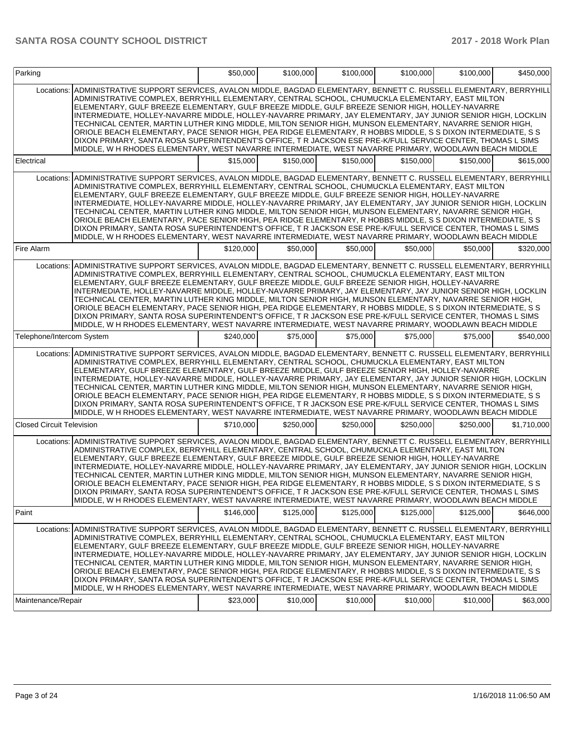| | | | | | | |
|---|---|---|---|---|---|---|
| Parking | $50,000 | $100,000 | $100,000 | $100,000 | $100,000 | $450,000 |
| Locations: ADMINISTRATIVE SUPPORT SERVICES, AVALON MIDDLE, BAGDAD ELEMENTARY, BENNETT C. RUSSELL ELEMENTARY, BERRYHILL ADMINISTRATIVE COMPLEX, BERRYHILL ELEMENTARY, CENTRAL SCHOOL, CHUMUCKLA ELEMENTARY, EAST MILTON ELEMENTARY, GULF BREEZE ELEMENTARY, GULF BREEZE MIDDLE, GULF BREEZE SENIOR HIGH, HOLLEY-NAVARRE INTERMEDIATE, HOLLEY-NAVARRE MIDDLE, HOLLEY-NAVARRE PRIMARY, JAY ELEMENTARY, JAY JUNIOR SENIOR HIGH, LOCKLIN TECHNICAL CENTER, MARTIN LUTHER KING MIDDLE, MILTON SENIOR HIGH, MUNSON ELEMENTARY, NAVARRE SENIOR HIGH, ORIOLE BEACH ELEMENTARY, PACE SENIOR HIGH, PEA RIDGE ELEMENTARY, R HOBBS MIDDLE, S S DIXON INTERMEDIATE, S S DIXON PRIMARY, SANTA ROSA SUPERINTENDENT'S OFFICE, T R JACKSON ESE PRE-K/FULL SERVICE CENTER, THOMAS L SIMS MIDDLE, W H RHODES ELEMENTARY, WEST NAVARRE INTERMEDIATE, WEST NAVARRE PRIMARY, WOODLAWN BEACH MIDDLE | | | | | | |
| Electrical | $15,000 | $150,000 | $150,000 | $150,000 | $150,000 | $615,000 |
| Locations: ADMINISTRATIVE SUPPORT SERVICES, AVALON MIDDLE, BAGDAD ELEMENTARY, BENNETT C. RUSSELL ELEMENTARY, BERRYHILL ADMINISTRATIVE COMPLEX, BERRYHILL ELEMENTARY, CENTRAL SCHOOL, CHUMUCKLA ELEMENTARY, EAST MILTON ELEMENTARY, GULF BREEZE ELEMENTARY, GULF BREEZE MIDDLE, GULF BREEZE SENIOR HIGH, HOLLEY-NAVARRE INTERMEDIATE, HOLLEY-NAVARRE MIDDLE, HOLLEY-NAVARRE PRIMARY, JAY ELEMENTARY, JAY JUNIOR SENIOR HIGH, LOCKLIN TECHNICAL CENTER, MARTIN LUTHER KING MIDDLE, MILTON SENIOR HIGH, MUNSON ELEMENTARY, NAVARRE SENIOR HIGH, ORIOLE BEACH ELEMENTARY, PACE SENIOR HIGH, PEA RIDGE ELEMENTARY, R HOBBS MIDDLE, S S DIXON INTERMEDIATE, S S DIXON PRIMARY, SANTA ROSA SUPERINTENDENT'S OFFICE, T R JACKSON ESE PRE-K/FULL SERVICE CENTER, THOMAS L SIMS MIDDLE, W H RHODES ELEMENTARY, WEST NAVARRE INTERMEDIATE, WEST NAVARRE PRIMARY, WOODLAWN BEACH MIDDLE | | | | | | |
| Fire Alarm | $120,000 | $50,000 | $50,000 | $50,000 | $50,000 | $320,000 |
| Locations: ADMINISTRATIVE SUPPORT SERVICES, AVALON MIDDLE, BAGDAD ELEMENTARY, BENNETT C. RUSSELL ELEMENTARY, BERRYHILL ADMINISTRATIVE COMPLEX, BERRYHILL ELEMENTARY, CENTRAL SCHOOL, CHUMUCKLA ELEMENTARY, EAST MILTON ELEMENTARY, GULF BREEZE ELEMENTARY, GULF BREEZE MIDDLE, GULF BREEZE SENIOR HIGH, HOLLEY-NAVARRE INTERMEDIATE, HOLLEY-NAVARRE MIDDLE, HOLLEY-NAVARRE PRIMARY, JAY ELEMENTARY, JAY JUNIOR SENIOR HIGH, LOCKLIN TECHNICAL CENTER, MARTIN LUTHER KING MIDDLE, MILTON SENIOR HIGH, MUNSON ELEMENTARY, NAVARRE SENIOR HIGH, ORIOLE BEACH ELEMENTARY, PACE SENIOR HIGH, PEA RIDGE ELEMENTARY, R HOBBS MIDDLE, S S DIXON INTERMEDIATE, S S DIXON PRIMARY, SANTA ROSA SUPERINTENDENT'S OFFICE, T R JACKSON ESE PRE-K/FULL SERVICE CENTER, THOMAS L SIMS MIDDLE, W H RHODES ELEMENTARY, WEST NAVARRE INTERMEDIATE, WEST NAVARRE PRIMARY, WOODLAWN BEACH MIDDLE | | | | | | |
| Telephone/Intercom System | $240,000 | $75,000 | $75,000 | $75,000 | $75,000 | $540,000 |
| Locations: ADMINISTRATIVE SUPPORT SERVICES, AVALON MIDDLE, BAGDAD ELEMENTARY, BENNETT C. RUSSELL ELEMENTARY, BERRYHILL ADMINISTRATIVE COMPLEX, BERRYHILL ELEMENTARY, CENTRAL SCHOOL, CHUMUCKLA ELEMENTARY, EAST MILTON ELEMENTARY, GULF BREEZE ELEMENTARY, GULF BREEZE MIDDLE, GULF BREEZE SENIOR HIGH, HOLLEY-NAVARRE INTERMEDIATE, HOLLEY-NAVARRE MIDDLE, HOLLEY-NAVARRE PRIMARY, JAY ELEMENTARY, JAY JUNIOR SENIOR HIGH, LOCKLIN TECHNICAL CENTER, MARTIN LUTHER KING MIDDLE, MILTON SENIOR HIGH, MUNSON ELEMENTARY, NAVARRE SENIOR HIGH, ORIOLE BEACH ELEMENTARY, PACE SENIOR HIGH, PEA RIDGE ELEMENTARY, R HOBBS MIDDLE, S S DIXON INTERMEDIATE, S S DIXON PRIMARY, SANTA ROSA SUPERINTENDENT'S OFFICE, T R JACKSON ESE PRE-K/FULL SERVICE CENTER, THOMAS L SIMS MIDDLE, W H RHODES ELEMENTARY, WEST NAVARRE INTERMEDIATE, WEST NAVARRE PRIMARY, WOODLAWN BEACH MIDDLE | | | | | | |
| Closed Circuit Television | $710,000 | $250,000 | $250,000 | $250,000 | $250,000 | $1,710,000 |
| Locations: ADMINISTRATIVE SUPPORT SERVICES, AVALON MIDDLE, BAGDAD ELEMENTARY, BENNETT C. RUSSELL ELEMENTARY, BERRYHILL ADMINISTRATIVE COMPLEX, BERRYHILL ELEMENTARY, CENTRAL SCHOOL, CHUMUCKLA ELEMENTARY, EAST MILTON ELEMENTARY, GULF BREEZE ELEMENTARY, GULF BREEZE MIDDLE, GULF BREEZE SENIOR HIGH, HOLLEY-NAVARRE INTERMEDIATE, HOLLEY-NAVARRE MIDDLE, HOLLEY-NAVARRE PRIMARY, JAY ELEMENTARY, JAY JUNIOR SENIOR HIGH, LOCKLIN TECHNICAL CENTER, MARTIN LUTHER KING MIDDLE, MILTON SENIOR HIGH, MUNSON ELEMENTARY, NAVARRE SENIOR HIGH, ORIOLE BEACH ELEMENTARY, PACE SENIOR HIGH, PEA RIDGE ELEMENTARY, R HOBBS MIDDLE, S S DIXON INTERMEDIATE, S S DIXON PRIMARY, SANTA ROSA SUPERINTENDENT'S OFFICE, T R JACKSON ESE PRE-K/FULL SERVICE CENTER, THOMAS L SIMS MIDDLE, W H RHODES ELEMENTARY, WEST NAVARRE INTERMEDIATE, WEST NAVARRE PRIMARY, WOODLAWN BEACH MIDDLE | | | | | | |
| Paint | $146,000 | $125,000 | $125,000 | $125,000 | $125,000 | $646,000 |
| Locations: ADMINISTRATIVE SUPPORT SERVICES, AVALON MIDDLE, BAGDAD ELEMENTARY, BENNETT C. RUSSELL ELEMENTARY, BERRYHILL ADMINISTRATIVE COMPLEX, BERRYHILL ELEMENTARY, CENTRAL SCHOOL, CHUMUCKLA ELEMENTARY, EAST MILTON ELEMENTARY, GULF BREEZE ELEMENTARY, GULF BREEZE MIDDLE, GULF BREEZE SENIOR HIGH, HOLLEY-NAVARRE INTERMEDIATE, HOLLEY-NAVARRE MIDDLE, HOLLEY-NAVARRE PRIMARY, JAY ELEMENTARY, JAY JUNIOR SENIOR HIGH, LOCKLIN TECHNICAL CENTER, MARTIN LUTHER KING MIDDLE, MILTON SENIOR HIGH, MUNSON ELEMENTARY, NAVARRE SENIOR HIGH, ORIOLE BEACH ELEMENTARY, PACE SENIOR HIGH, PEA RIDGE ELEMENTARY, R HOBBS MIDDLE, S S DIXON INTERMEDIATE, S S DIXON PRIMARY, SANTA ROSA SUPERINTENDENT'S OFFICE, T R JACKSON ESE PRE-K/FULL SERVICE CENTER, THOMAS L SIMS MIDDLE, W H RHODES ELEMENTARY, WEST NAVARRE INTERMEDIATE, WEST NAVARRE PRIMARY, WOODLAWN BEACH MIDDLE | | | | | | |
| Maintenance/Repair | $23,000 | $10,000 | $10,000 | $10,000 | $10,000 | $63,000 |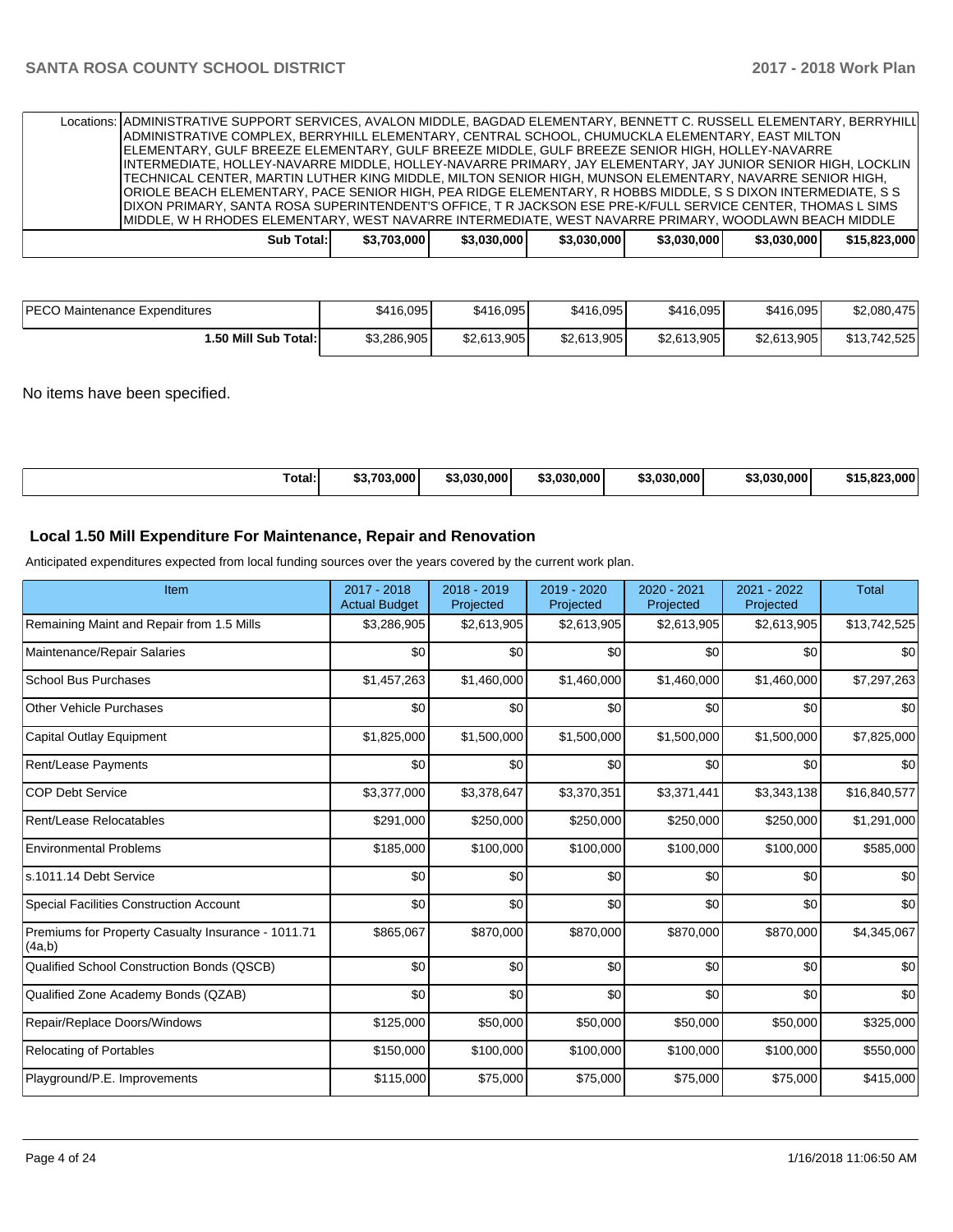| | | | | | | |
|---|---|---|---|---|---|---|
| Locations: | ADMINISTRATIVE SUPPORT SERVICES, AVALON MIDDLE, BAGDAD ELEMENTARY, BENNETT C. RUSSELL ELEMENTARY, BERRYHILL ADMINISTRATIVE COMPLEX, BERRYHILL ELEMENTARY, CENTRAL SCHOOL, CHUMUCKLA ELEMENTARY, EAST MILTON ELEMENTARY, GULF BREEZE ELEMENTARY, GULF BREEZE MIDDLE, GULF BREEZE SENIOR HIGH, HOLLEY-NAVARRE INTERMEDIATE, HOLLEY-NAVARRE MIDDLE, HOLLEY-NAVARRE PRIMARY, JAY ELEMENTARY, JAY JUNIOR SENIOR HIGH, LOCKLIN TECHNICAL CENTER, MARTIN LUTHER KING MIDDLE, MILTON SENIOR HIGH, MUNSON ELEMENTARY, NAVARRE SENIOR HIGH, ORIOLE BEACH ELEMENTARY, PACE SENIOR HIGH, PEA RIDGE ELEMENTARY, R HOBBS MIDDLE, S S DIXON INTERMEDIATE, S S DIXON PRIMARY, SANTA ROSA SUPERINTENDENT'S OFFICE, T R JACKSON ESE PRE-K/FULL SERVICE CENTER, THOMAS L SIMS MIDDLE, W H RHODES ELEMENTARY, WEST NAVARRE INTERMEDIATE, WEST NAVARRE PRIMARY, WOODLAWN BEACH MIDDLE | | | | | |
| **Sub Total:** | **$3,703,000** | **$3,030,000** | **$3,030,000** | **$3,030,000** | **$3,030,000** | **$15,823,000** |

| | | | | | | |
|---|---|---|---|---|---|---|
| PECO Maintenance Expenditures | $416,095 | $416,095 | $416,095 | $416,095 | $416,095 | $2,080,475 |
| **1.50 Mill Sub Total:** | $3,286,905 | $2,613,905 | $2,613,905 | $2,613,905 | $2,613,905 | $13,742,525 |

No items have been specified.

| | | | | | | |
|---|---|---|---|---|---|---|
| **Total:** | **$3,703,000** | **$3,030,000** | **$3,030,000** | **$3,030,000** | **$3,030,000** | **$15,823,000** |

## Local 1.50 Mill Expenditure For Maintenance, Repair and Renovation

Anticipated expenditures expected from local funding sources over the years covered by the current work plan.

| Item | 2017 - 2018 Actual Budget | 2018 - 2019 Projected | 2019 - 2020 Projected | 2020 - 2021 Projected | 2021 - 2022 Projected | Total |
|---|---|---|---|---|---|---|
| Remaining Maint and Repair from 1.5 Mills | $3,286,905 | $2,613,905 | $2,613,905 | $2,613,905 | $2,613,905 | $13,742,525 |
| Maintenance/Repair Salaries | $0 | $0 | $0 | $0 | $0 | $0 |
| School Bus Purchases | $1,457,263 | $1,460,000 | $1,460,000 | $1,460,000 | $1,460,000 | $7,297,263 |
| Other Vehicle Purchases | $0 | $0 | $0 | $0 | $0 | $0 |
| Capital Outlay Equipment | $1,825,000 | $1,500,000 | $1,500,000 | $1,500,000 | $1,500,000 | $7,825,000 |
| Rent/Lease Payments | $0 | $0 | $0 | $0 | $0 | $0 |
| COP Debt Service | $3,377,000 | $3,378,647 | $3,370,351 | $3,371,441 | $3,343,138 | $16,840,577 |
| Rent/Lease Relocatables | $291,000 | $250,000 | $250,000 | $250,000 | $250,000 | $1,291,000 |
| Environmental Problems | $185,000 | $100,000 | $100,000 | $100,000 | $100,000 | $585,000 |
| s.1011.14 Debt Service | $0 | $0 | $0 | $0 | $0 | $0 |
| Special Facilities Construction Account | $0 | $0 | $0 | $0 | $0 | $0 |
| Premiums for Property Casualty Insurance - 1011.71 (4a,b) | $865,067 | $870,000 | $870,000 | $870,000 | $870,000 | $4,345,067 |
| Qualified School Construction Bonds (QSCB) | $0 | $0 | $0 | $0 | $0 | $0 |
| Qualified Zone Academy Bonds (QZAB) | $0 | $0 | $0 | $0 | $0 | $0 |
| Repair/Replace Doors/Windows | $125,000 | $50,000 | $50,000 | $50,000 | $50,000 | $325,000 |
| Relocating of Portables | $150,000 | $100,000 | $100,000 | $100,000 | $100,000 | $550,000 |
| Playground/P.E. Improvements | $115,000 | $75,000 | $75,000 | $75,000 | $75,000 | $415,000 |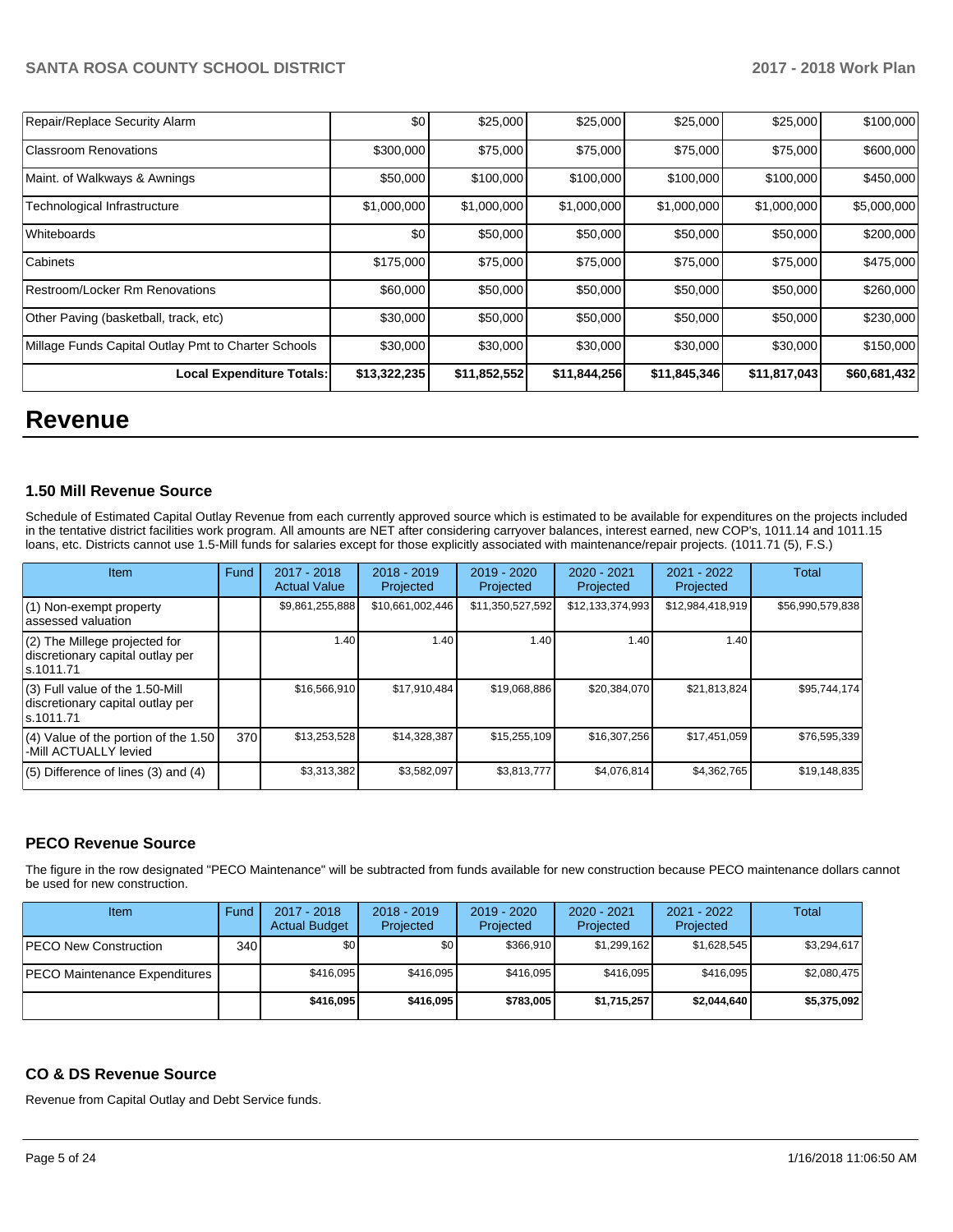| Repair/Replace Security Alarm | $0 | $25,000 | $25,000 | $25,000 | $25,000 | $100,000 |
|---|---|---|---|---|---|---|
| Classroom Renovations | $300,000 | $75,000 | $75,000 | $75,000 | $75,000 | $600,000 |
| Maint. of Walkways & Awnings | $50,000 | $100,000 | $100,000 | $100,000 | $100,000 | $450,000 |
| Technological Infrastructure | $1,000,000 | $1,000,000 | $1,000,000 | $1,000,000 | $1,000,000 | $5,000,000 |
| Whiteboards | $0 | $50,000 | $50,000 | $50,000 | $50,000 | $200,000 |
| Cabinets | $175,000 | $75,000 | $75,000 | $75,000 | $75,000 | $475,000 |
| Restroom/Locker Rm Renovations | $60,000 | $50,000 | $50,000 | $50,000 | $50,000 | $260,000 |
| Other Paving (basketball, track, etc) | $30,000 | $50,000 | $50,000 | $50,000 | $50,000 | $230,000 |
| Millage Funds Capital Outlay Pmt to Charter Schools | $30,000 | $30,000 | $30,000 | $30,000 | $30,000 | $150,000 |
| **Local Expenditure Totals:** | **$13,322,235** | **$11,852,552** | **$11,844,256** | **$11,845,346** | **$11,817,043** | **$60,681,432** |

# Revenue

### 1.50 Mill Revenue Source

Schedule of Estimated Capital Outlay Revenue from each currently approved source which is estimated to be available for expenditures on the projects included in the tentative district facilities work program. All amounts are NET after considering carryover balances, interest earned, new COP's, 1011.14 and 1011.15 loans, etc. Districts cannot use 1.5-Mill funds for salaries except for those explicitly associated with maintenance/repair projects. (1011.71 (5), F.S.)

| Item | Fund | 2017 - 2018 Actual Value | 2018 - 2019 Projected | 2019 - 2020 Projected | 2020 - 2021 Projected | 2021 - 2022 Projected | Total |
|---|---|---|---|---|---|---|---|
| (1) Non-exempt property assessed valuation | | $9,861,255,888 | $10,661,002,446 | $11,350,527,592 | $12,133,374,993 | $12,984,418,919 | $56,990,579,838 |
| (2) The Millege projected for discretionary capital outlay per s.1011.71 | | 1.40 | 1.40 | 1.40 | 1.40 | 1.40 | |
| (3) Full value of the 1.50-Mill discretionary capital outlay per s.1011.71 | | $16,566,910 | $17,910,484 | $19,068,886 | $20,384,070 | $21,813,824 | $95,744,174 |
| (4) Value of the portion of the 1.50 -Mill ACTUALLY levied | 370 | $13,253,528 | $14,328,387 | $15,255,109 | $16,307,256 | $17,451,059 | $76,595,339 |
| (5) Difference of lines (3) and (4) | | $3,313,382 | $3,582,097 | $3,813,777 | $4,076,814 | $4,362,765 | $19,148,835 |

### PECO Revenue Source

The figure in the row designated "PECO Maintenance" will be subtracted from funds available for new construction because PECO maintenance dollars cannot be used for new construction.

| Item | Fund | 2017 - 2018 Actual Budget | 2018 - 2019 Projected | 2019 - 2020 Projected | 2020 - 2021 Projected | 2021 - 2022 Projected | Total |
|---|---|---|---|---|---|---|---|
| PECO New Construction | 340 | $0 | $0 | $366,910 | $1,299,162 | $1,628,545 | $3,294,617 |
| PECO Maintenance Expenditures | | $416,095 | $416,095 | $416,095 | $416,095 | $416,095 | $2,080,475 |
| | | **$416,095** | **$416,095** | **$783,005** | **$1,715,257** | **$2,044,640** | **$5,375,092** |

### CO & DS Revenue Source

Revenue from Capital Outlay and Debt Service funds.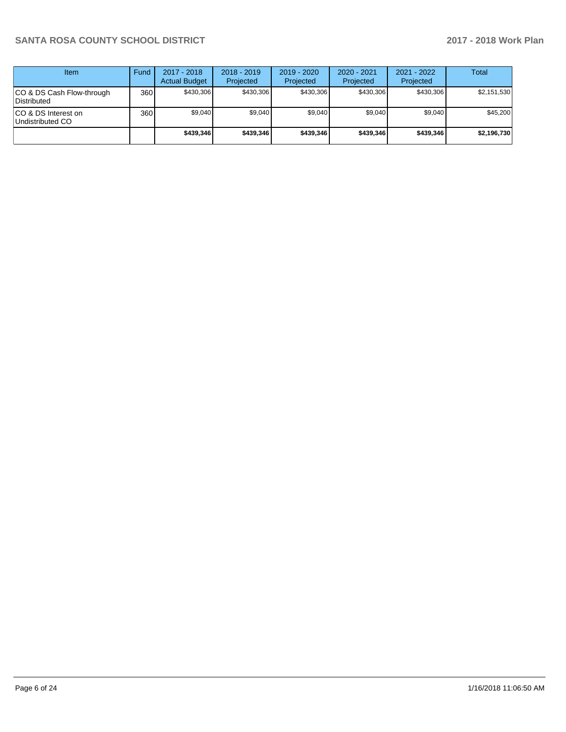| Item | Fund | 2017 - 2018 Actual Budget | 2018 - 2019 Projected | 2019 - 2020 Projected | 2020 - 2021 Projected | 2021 - 2022 Projected | Total |
|---|---|---|---|---|---|---|---|
| CO & DS Cash Flow-through Distributed | 360 | $430,306 | $430,306 | $430,306 | $430,306 | $430,306 | $2,151,530 |
| CO & DS Interest on Undistributed CO | 360 | $9,040 | $9,040 | $9,040 | $9,040 | $9,040 | $45,200 |
| | | **$439,346** | **$439,346** | **$439,346** | **$439,346** | **$439,346** | **$2,196,730** |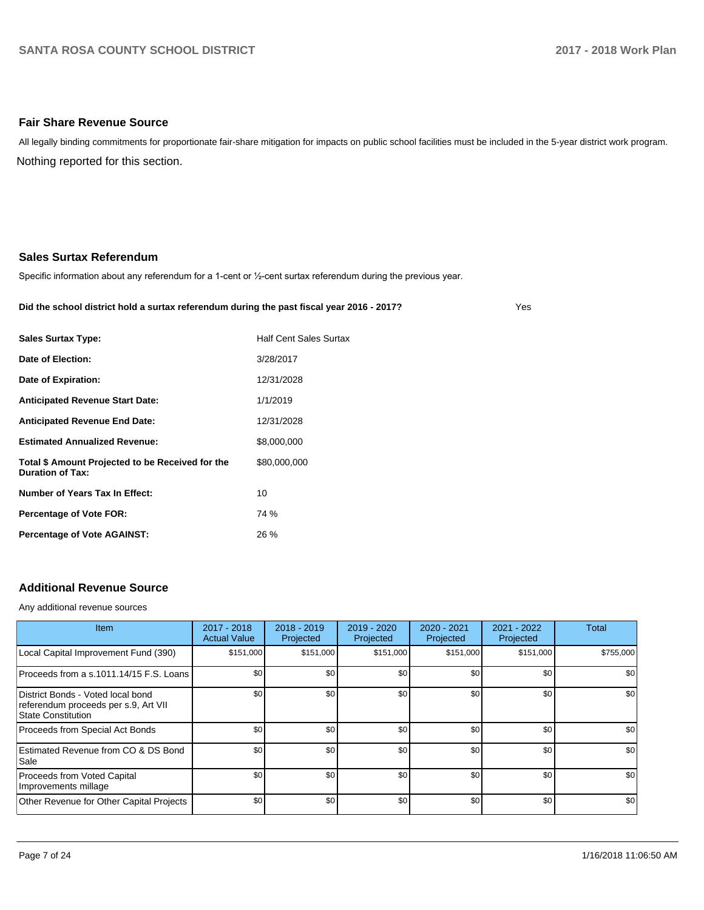## Fair Share Revenue Source

All legally binding commitments for proportionate fair-share mitigation for impacts on public school facilities must be included in the 5-year district work program.

Nothing reported for this section.

## Sales Surtax Referendum

Specific information about any referendum for a 1-cent or ½-cent surtax referendum during the previous year.

**Did the school district hold a surtax referendum during the past fiscal year 2016 - 2017?** Yes

| | |
|---|---|
| **Sales Surtax Type:** | Half Cent Sales Surtax |
| **Date of Election:** | 3/28/2017 |
| **Date of Expiration:** | 12/31/2028 |
| **Anticipated Revenue Start Date:** | 1/1/2019 |
| **Anticipated Revenue End Date:** | 12/31/2028 |
| **Estimated Annualized Revenue:** | $8,000,000 |
| **Total $ Amount Projected to be Received for the Duration of Tax:** | $80,000,000 |
| **Number of Years Tax In Effect:** | 10 |
| **Percentage of Vote FOR:** | 74 % |
| **Percentage of Vote AGAINST:** | 26 % |

## Additional Revenue Source

Any additional revenue sources

| Item | 2017 - 2018 Actual Value | 2018 - 2019 Projected | 2019 - 2020 Projected | 2020 - 2021 Projected | 2021 - 2022 Projected | Total |
|---|---|---|---|---|---|---|
| Local Capital Improvement Fund (390) | $151,000 | $151,000 | $151,000 | $151,000 | $151,000 | $755,000 |
| Proceeds from a s.1011.14/15 F.S. Loans | $0 | $0 | $0 | $0 | $0 | $0 |
| District Bonds - Voted local bond referendum proceeds per s.9, Art VII State Constitution | $0 | $0 | $0 | $0 | $0 | $0 |
| Proceeds from Special Act Bonds | $0 | $0 | $0 | $0 | $0 | $0 |
| Estimated Revenue from CO & DS Bond Sale | $0 | $0 | $0 | $0 | $0 | $0 |
| Proceeds from Voted Capital Improvements millage | $0 | $0 | $0 | $0 | $0 | $0 |
| Other Revenue for Other Capital Projects | $0 | $0 | $0 | $0 | $0 | $0 |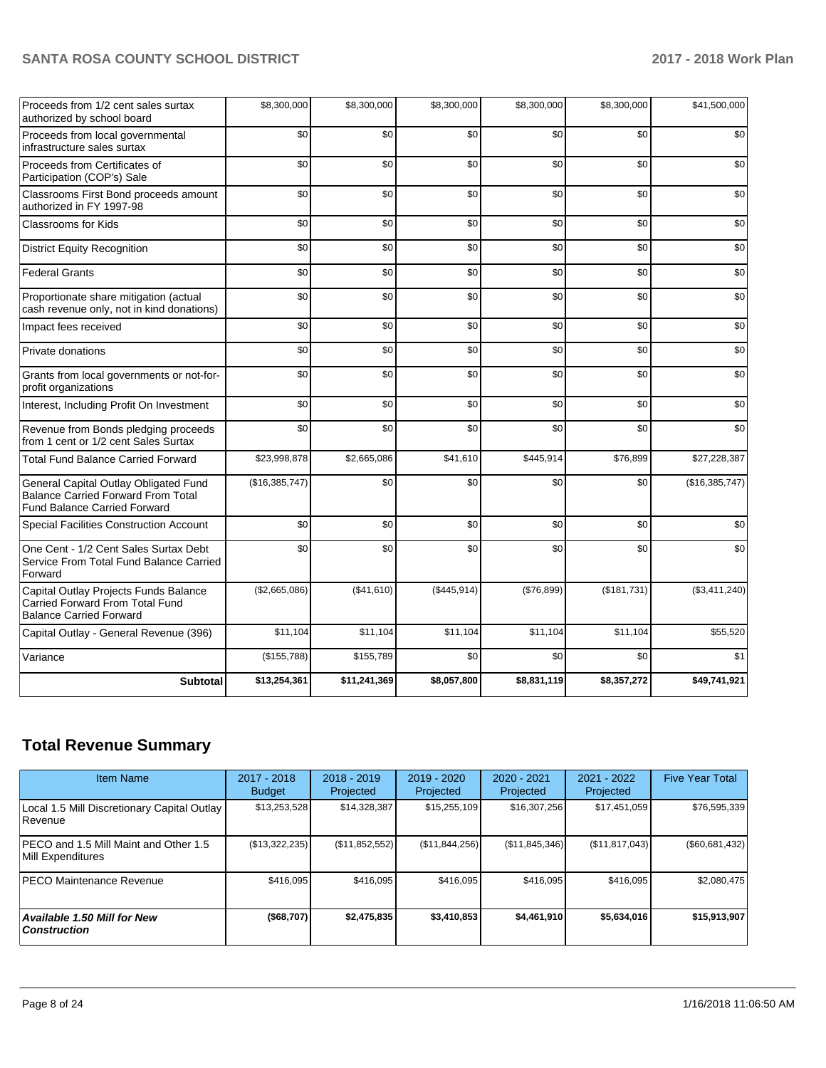| | | | | | | |
|---|---|---|---|---|---|---|
| Proceeds from 1/2 cent sales surtax authorized by school board | $8,300,000 | $8,300,000 | $8,300,000 | $8,300,000 | $8,300,000 | $41,500,000 |
| Proceeds from local governmental infrastructure sales surtax | $0 | $0 | $0 | $0 | $0 | $0 |
| Proceeds from Certificates of Participation (COP's) Sale | $0 | $0 | $0 | $0 | $0 | $0 |
| Classrooms First Bond proceeds amount authorized in FY 1997-98 | $0 | $0 | $0 | $0 | $0 | $0 |
| Classrooms for Kids | $0 | $0 | $0 | $0 | $0 | $0 |
| District Equity Recognition | $0 | $0 | $0 | $0 | $0 | $0 |
| Federal Grants | $0 | $0 | $0 | $0 | $0 | $0 |
| Proportionate share mitigation (actual cash revenue only, not in kind donations) | $0 | $0 | $0 | $0 | $0 | $0 |
| Impact fees received | $0 | $0 | $0 | $0 | $0 | $0 |
| Private donations | $0 | $0 | $0 | $0 | $0 | $0 |
| Grants from local governments or not-for-profit organizations | $0 | $0 | $0 | $0 | $0 | $0 |
| Interest, Including Profit On Investment | $0 | $0 | $0 | $0 | $0 | $0 |
| Revenue from Bonds pledging proceeds from 1 cent or 1/2 cent Sales Surtax | $0 | $0 | $0 | $0 | $0 | $0 |
| Total Fund Balance Carried Forward | $23,998,878 | $2,665,086 | $41,610 | $445,914 | $76,899 | $27,228,387 |
| General Capital Outlay Obligated Fund Balance Carried Forward From Total Fund Balance Carried Forward | ($16,385,747) | $0 | $0 | $0 | $0 | ($16,385,747) |
| Special Facilities Construction Account | $0 | $0 | $0 | $0 | $0 | $0 |
| One Cent - 1/2 Cent Sales Surtax Debt Service From Total Fund Balance Carried Forward | $0 | $0 | $0 | $0 | $0 | $0 |
| Capital Outlay Projects Funds Balance Carried Forward From Total Fund Balance Carried Forward | ($2,665,086) | ($41,610) | ($445,914) | ($76,899) | ($181,731) | ($3,411,240) |
| Capital Outlay - General Revenue (396) | $11,104 | $11,104 | $11,104 | $11,104 | $11,104 | $55,520 |
| Variance | ($155,788) | $155,789 | $0 | $0 | $0 | $1 |
| **Subtotal** | **$13,254,361** | **$11,241,369** | **$8,057,800** | **$8,831,119** | **$8,357,272** | **$49,741,921** |

## Total Revenue Summary

| Item Name | 2017 - 2018 Budget | 2018 - 2019 Projected | 2019 - 2020 Projected | 2020 - 2021 Projected | 2021 - 2022 Projected | Five Year Total |
|---|---|---|---|---|---|---|
| Local 1.5 Mill Discretionary Capital Outlay Revenue | $13,253,528 | $14,328,387 | $15,255,109 | $16,307,256 | $17,451,059 | $76,595,339 |
| PECO and 1.5 Mill Maint and Other 1.5 Mill Expenditures | ($13,322,235) | ($11,852,552) | ($11,844,256) | ($11,845,346) | ($11,817,043) | ($60,681,432) |
| PECO Maintenance Revenue | $416,095 | $416,095 | $416,095 | $416,095 | $416,095 | $2,080,475 |
| ***Available 1.50 Mill for New Construction*** | **($68,707)** | **$2,475,835** | **$3,410,853** | **$4,461,910** | **$5,634,016** | **$15,913,907** |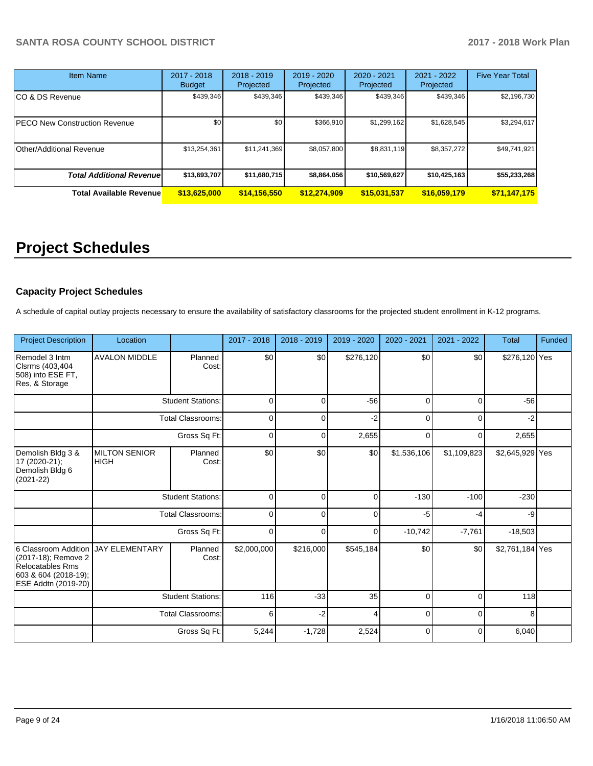| Item Name | 2017 - 2018 Budget | 2018 - 2019 Projected | 2019 - 2020 Projected | 2020 - 2021 Projected | 2021 - 2022 Projected | Five Year Total |
|---|---|---|---|---|---|---|
| CO & DS Revenue | $439,346 | $439,346 | $439,346 | $439,346 | $439,346 | $2,196,730 |
| PECO New Construction Revenue | $0 | $0 | $366,910 | $1,299,162 | $1,628,545 | $3,294,617 |
| Other/Additional Revenue | $13,254,361 | $11,241,369 | $8,057,800 | $8,831,119 | $8,357,272 | $49,741,921 |
| ***Total Additional Revenue*** | **$13,693,707** | **$11,680,715** | **$8,864,056** | **$10,569,627** | **$10,425,163** | **$55,233,268** |
| **Total Available Revenue** | **$13,625,000** | **$14,156,550** | **$12,274,909** | **$15,031,537** | **$16,059,179** | **$71,147,175** |

# Project Schedules

### Capacity Project Schedules

A schedule of capital outlay projects necessary to ensure the availability of satisfactory classrooms for the projected student enrollment in K-12 programs.

| Project Description | Location | | 2017 - 2018 | 2018 - 2019 | 2019 - 2020 | 2020 - 2021 | 2021 - 2022 | Total | Funded |
|---|---|---|---|---|---|---|---|---|---|
| Remodel 3 Intm Clsrms (403,404 508) into ESE FT, Res, & Storage | AVALON MIDDLE | Planned Cost: | $0 | $0 | $276,120 | $0 | $0 | $276,120 | Yes |
| | | Student Stations: | 0 | 0 | -56 | 0 | 0 | -56 | |
| | | Total Classrooms: | 0 | 0 | -2 | 0 | 0 | -2 | |
| | | Gross Sq Ft: | 0 | 0 | 2,655 | 0 | 0 | 2,655 | |
| Demolish Bldg 3 & 17 (2020-21); Demolish Bldg 6 (2021-22) | MILTON SENIOR HIGH | Planned Cost: | $0 | $0 | $0 | $1,536,106 | $1,109,823 | $2,645,929 | Yes |
| | | Student Stations: | 0 | 0 | 0 | -130 | -100 | -230 | |
| | | Total Classrooms: | 0 | 0 | 0 | -5 | -4 | -9 | |
| | | Gross Sq Ft: | 0 | 0 | 0 | -10,742 | -7,761 | -18,503 | |
| 6 Classroom Addition (2017-18); Remove 2 Relocatables Rms 603 & 604 (2018-19); ESE Addtn (2019-20) | JAY ELEMENTARY | Planned Cost: | $2,000,000 | $216,000 | $545,184 | $0 | $0 | $2,761,184 | Yes |
| | | Student Stations: | 116 | -33 | 35 | 0 | 0 | 118 | |
| | | Total Classrooms: | 6 | -2 | 4 | 0 | 0 | 8 | |
| | | Gross Sq Ft: | 5,244 | -1,728 | 2,524 | 0 | 0 | 6,040 | |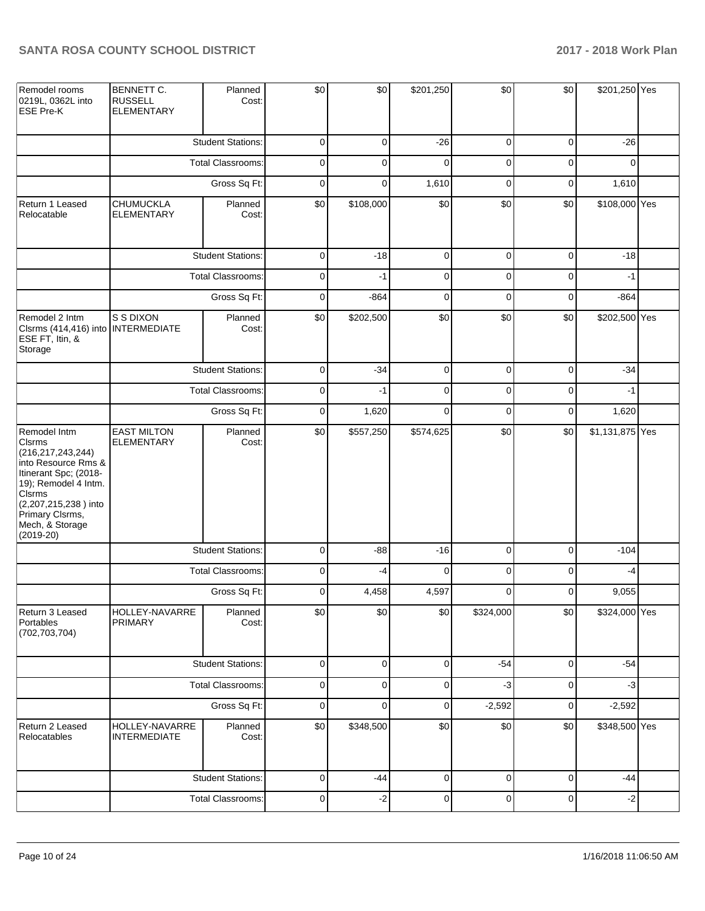| | | | | | | | | | |
|---|---|---|---|---|---|---|---|---|---|
| Remodel rooms 0219L, 0362L into ESE Pre-K | BENNETT C. RUSSELL ELEMENTARY | Planned Cost: | $0 | $0 | $201,250 | $0 | $0 | $201,250 | Yes |
| | | Student Stations: | 0 | 0 | -26 | 0 | 0 | -26 | |
| | | Total Classrooms: | 0 | 0 | 0 | 0 | 0 | 0 | |
| | | Gross Sq Ft: | 0 | 0 | 1,610 | 0 | 0 | 1,610 | |
| Return 1 Leased Relocatable | CHUMUCKLA ELEMENTARY | Planned Cost: | $0 | $108,000 | $0 | $0 | $0 | $108,000 | Yes |
| | | Student Stations: | 0 | -18 | 0 | 0 | 0 | -18 | |
| | | Total Classrooms: | 0 | -1 | 0 | 0 | 0 | -1 | |
| | | Gross Sq Ft: | 0 | -864 | 0 | 0 | 0 | -864 | |
| Remodel 2 Intm Clsrms (414,416) into ESE FT, Itin, & Storage | S S DIXON INTERMEDIATE | Planned Cost: | $0 | $202,500 | $0 | $0 | $0 | $202,500 | Yes |
| | | Student Stations: | 0 | -34 | 0 | 0 | 0 | -34 | |
| | | Total Classrooms: | 0 | -1 | 0 | 0 | 0 | -1 | |
| | | Gross Sq Ft: | 0 | 1,620 | 0 | 0 | 0 | 1,620 | |
| Remodel Intm Clsrms (216,217,243,244) into Resource Rms & Itinerant Spc; (2018-19); Remodel 4 Intm. Clsrms (2,207,215,238 ) into Primary Clsrms, Mech, & Storage (2019-20) | EAST MILTON ELEMENTARY | Planned Cost: | $0 | $557,250 | $574,625 | $0 | $0 | $1,131,875 | Yes |
| | | Student Stations: | 0 | -88 | -16 | 0 | 0 | -104 | |
| | | Total Classrooms: | 0 | -4 | 0 | 0 | 0 | -4 | |
| | | Gross Sq Ft: | 0 | 4,458 | 4,597 | 0 | 0 | 9,055 | |
| Return 3 Leased Portables (702,703,704) | HOLLEY-NAVARRE PRIMARY | Planned Cost: | $0 | $0 | $0 | $324,000 | $0 | $324,000 | Yes |
| | | Student Stations: | 0 | 0 | 0 | -54 | 0 | -54 | |
| | | Total Classrooms: | 0 | 0 | 0 | -3 | 0 | -3 | |
| | | Gross Sq Ft: | 0 | 0 | 0 | -2,592 | 0 | -2,592 | |
| Return 2 Leased Relocatables | HOLLEY-NAVARRE INTERMEDIATE | Planned Cost: | $0 | $348,500 | $0 | $0 | $0 | $348,500 | Yes |
| | | Student Stations: | 0 | -44 | 0 | 0 | 0 | -44 | |
| | | Total Classrooms: | 0 | -2 | 0 | 0 | 0 | -2 | |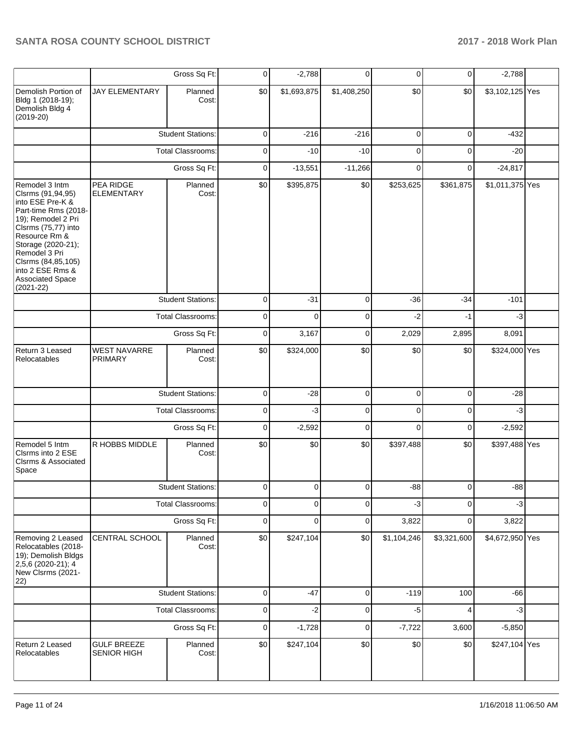| | | | | | | | | | |
|---|---|---|---|---|---|---|---|---|---|
| | | Gross Sq Ft: | 0 | -2,788 | 0 | 0 | 0 | -2,788 | |
| Demolish Portion of Bldg 1 (2018-19); Demolish Bldg 4 (2019-20) | JAY ELEMENTARY | Planned Cost: | $0 | $1,693,875 | $1,408,250 | $0 | $0 | $3,102,125 | Yes |
| | | Student Stations: | 0 | -216 | -216 | 0 | 0 | -432 | |
| | | Total Classrooms: | 0 | -10 | -10 | 0 | 0 | -20 | |
| | | Gross Sq Ft: | 0 | -13,551 | -11,266 | 0 | 0 | -24,817 | |
| Remodel 3 Intm Clsrms (91,94,95) into ESE Pre-K & Part-time Rms (2018-19); Remodel 2 Pri Clsrms (75,77) into Resource Rm & Storage (2020-21); Remodel 3 Pri Clsrms (84,85,105) into 2 ESE Rms & Associated Space (2021-22) | PEA RIDGE ELEMENTARY | Planned Cost: | $0 | $395,875 | $0 | $253,625 | $361,875 | $1,011,375 | Yes |
| | | Student Stations: | 0 | -31 | 0 | -36 | -34 | -101 | |
| | | Total Classrooms: | 0 | 0 | 0 | -2 | -1 | -3 | |
| | | Gross Sq Ft: | 0 | 3,167 | 0 | 2,029 | 2,895 | 8,091 | |
| Return 3 Leased Relocatables | WEST NAVARRE PRIMARY | Planned Cost: | $0 | $324,000 | $0 | $0 | $0 | $324,000 | Yes |
| | | Student Stations: | 0 | -28 | 0 | 0 | 0 | -28 | |
| | | Total Classrooms: | 0 | -3 | 0 | 0 | 0 | -3 | |
| | | Gross Sq Ft: | 0 | -2,592 | 0 | 0 | 0 | -2,592 | |
| Remodel 5 Intm Clsrms into 2 ESE Clsrms & Associated Space | R HOBBS MIDDLE | Planned Cost: | $0 | $0 | $0 | $397,488 | $0 | $397,488 | Yes |
| | | Student Stations: | 0 | 0 | 0 | -88 | 0 | -88 | |
| | | Total Classrooms: | 0 | 0 | 0 | -3 | 0 | -3 | |
| | | Gross Sq Ft: | 0 | 0 | 0 | 3,822 | 0 | 3,822 | |
| Removing 2 Leased Relocatables (2018-19); Demolish Bldgs 2,5,6 (2020-21); 4 New Clsrms (2021-22) | CENTRAL SCHOOL | Planned Cost: | $0 | $247,104 | $0 | $1,104,246 | $3,321,600 | $4,672,950 | Yes |
| | | Student Stations: | 0 | -47 | 0 | -119 | 100 | -66 | |
| | | Total Classrooms: | 0 | -2 | 0 | -5 | 4 | -3 | |
| | | Gross Sq Ft: | 0 | -1,728 | 0 | -7,722 | 3,600 | -5,850 | |
| Return 2 Leased Relocatables | GULF BREEZE SENIOR HIGH | Planned Cost: | $0 | $247,104 | $0 | $0 | $0 | $247,104 | Yes |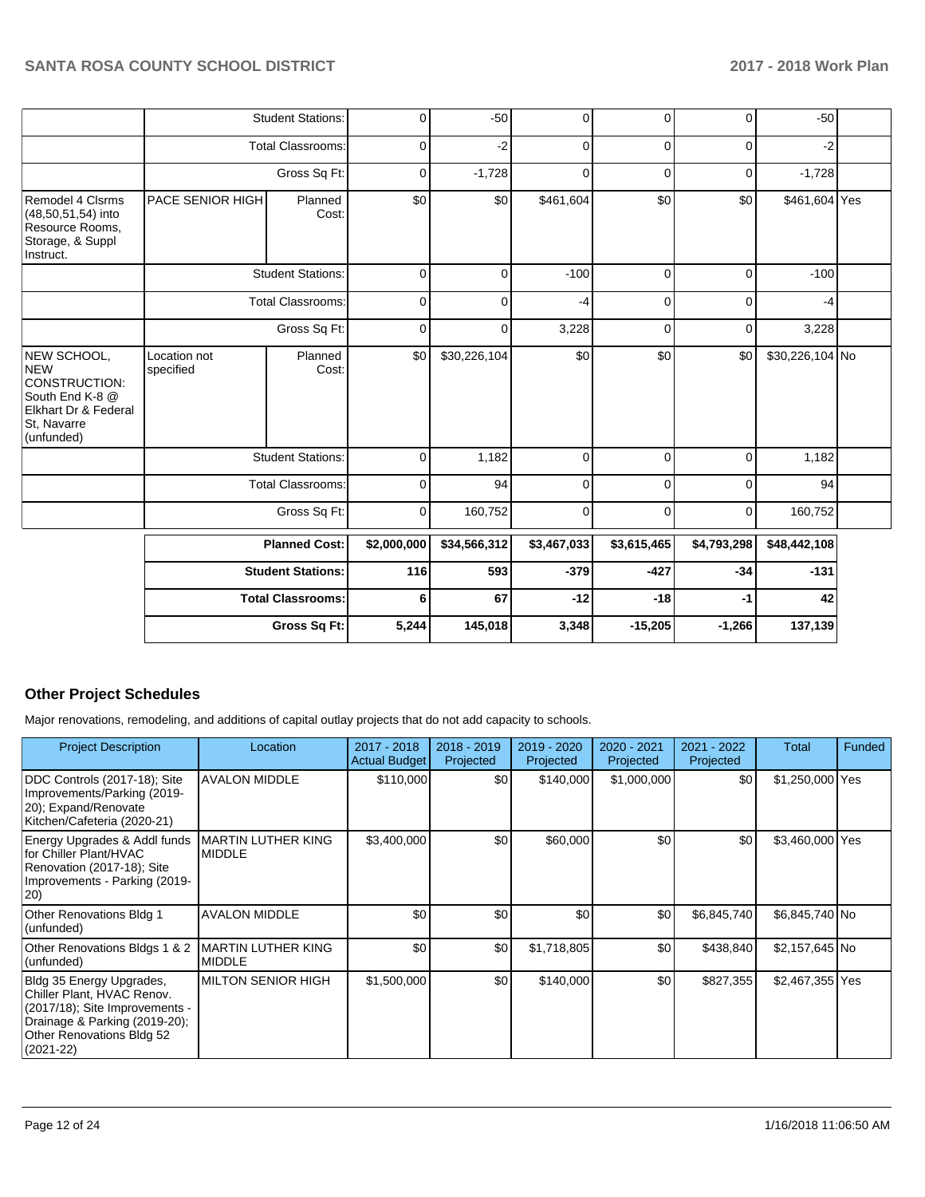| | | | | | | | | | |
|---|---|---|---|---|---|---|---|---|---|
| | Student Stations: | | 0 | -50 | 0 | 0 | 0 | -50 | |
| | Total Classrooms: | | 0 | -2 | 0 | 0 | 0 | -2 | |
| | Gross Sq Ft: | | 0 | -1,728 | 0 | 0 | 0 | -1,728 | |
| Remodel 4 Clsrms (48,50,51,54) into Resource Rooms, Storage, & Suppl Instruct. | PACE SENIOR HIGH | Planned Cost: | $0 | $0 | $461,604 | $0 | $0 | $461,604 | Yes |
| | Student Stations: | | 0 | 0 | -100 | 0 | 0 | -100 | |
| | Total Classrooms: | | 0 | 0 | -4 | 0 | 0 | -4 | |
| | Gross Sq Ft: | | 0 | 0 | 3,228 | 0 | 0 | 3,228 | |
| NEW SCHOOL, NEW CONSTRUCTION: South End K-8 @ Elkhart Dr & Federal St, Navarre (unfunded) | Location not specified | Planned Cost: | $0 | $30,226,104 | $0 | $0 | $0 | $30,226,104 | No |
| | Student Stations: | | 0 | 1,182 | 0 | 0 | 0 | 1,182 | |
| | Total Classrooms: | | 0 | 94 | 0 | 0 | 0 | 94 | |
| | Gross Sq Ft: | | 0 | 160,752 | 0 | 0 | 0 | 160,752 | |
| | **Planned Cost:** | | **$2,000,000** | **$34,566,312** | **$3,467,033** | **$3,615,465** | **$4,793,298** | **$48,442,108** | |
| | **Student Stations:** | | **116** | **593** | **-379** | **-427** | **-34** | **-131** | |
| | **Total Classrooms:** | | **6** | **67** | **-12** | **-18** | **-1** | **42** | |
| | **Gross Sq Ft:** | | **5,244** | **145,018** | **3,348** | **-15,205** | **-1,266** | **137,139** | |

## Other Project Schedules

Major renovations, remodeling, and additions of capital outlay projects that do not add capacity to schools.

| Project Description | Location | 2017 - 2018 Actual Budget | 2018 - 2019 Projected | 2019 - 2020 Projected | 2020 - 2021 Projected | 2021 - 2022 Projected | Total | Funded |
|---|---|---|---|---|---|---|---|---|
| DDC Controls (2017-18); Site Improvements/Parking (2019-20); Expand/Renovate Kitchen/Cafeteria (2020-21) | AVALON MIDDLE | $110,000 | $0 | $140,000 | $1,000,000 | $0 | $1,250,000 | Yes |
| Energy Upgrades & Addl funds for Chiller Plant/HVAC Renovation (2017-18); Site Improvements - Parking (2019-20) | MARTIN LUTHER KING MIDDLE | $3,400,000 | $0 | $60,000 | $0 | $0 | $3,460,000 | Yes |
| Other Renovations Bldg 1 (unfunded) | AVALON MIDDLE | $0 | $0 | $0 | $0 | $6,845,740 | $6,845,740 | No |
| Other Renovations Bldgs 1 & 2 (unfunded) | MARTIN LUTHER KING MIDDLE | $0 | $0 | $1,718,805 | $0 | $438,840 | $2,157,645 | No |
| Bldg 35 Energy Upgrades, Chiller Plant, HVAC Renov. (2017/18); Site Improvements - Drainage & Parking (2019-20); Other Renovations Bldg 52 (2021-22) | MILTON SENIOR HIGH | $1,500,000 | $0 | $140,000 | $0 | $827,355 | $2,467,355 | Yes |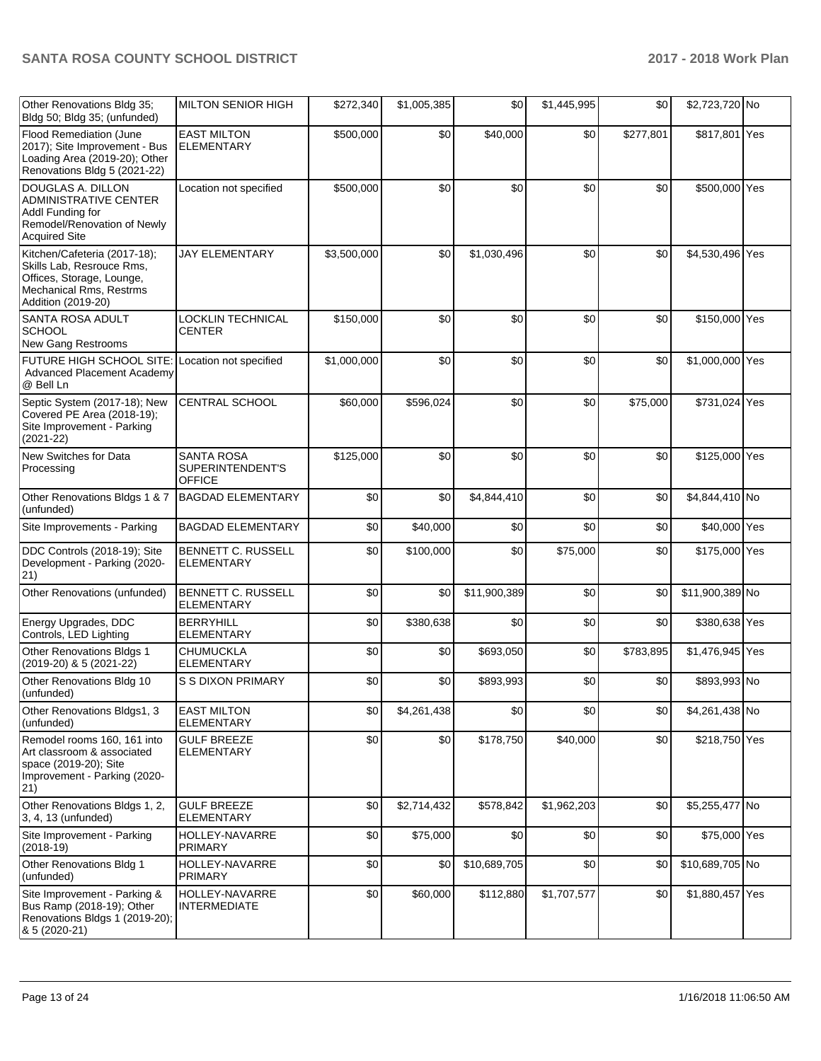| Other Renovations Bldg 35; Bldg 50; Bldg 35; (unfunded) | MILTON SENIOR HIGH | $272,340 | $1,005,385 | $0 | $1,445,995 | $0 | $2,723,720 | No |
|---|---|---|---|---|---|---|---|---|
| Flood Remediation (June 2017); Site Improvement - Bus Loading Area (2019-20); Other Renovations Bldg 5 (2021-22) | EAST MILTON ELEMENTARY | $500,000 | $0 | $40,000 | $0 | $277,801 | $817,801 | Yes |
| DOUGLAS A. DILLON ADMINISTRATIVE CENTER Addl Funding for Remodel/Renovation of Newly Acquired Site | Location not specified | $500,000 | $0 | $0 | $0 | $0 | $500,000 | Yes |
| Kitchen/Cafeteria (2017-18); Skills Lab, Resrouce Rms, Offices, Storage, Lounge, Mechanical Rms, Restrms Addition (2019-20) | JAY ELEMENTARY | $3,500,000 | $0 | $1,030,496 | $0 | $0 | $4,530,496 | Yes |
| SANTA ROSA ADULT SCHOOL New Gang Restrooms | LOCKLIN TECHNICAL CENTER | $150,000 | $0 | $0 | $0 | $0 | $150,000 | Yes |
| FUTURE HIGH SCHOOL SITE: Advanced Placement Academy @ Bell Ln | Location not specified | $1,000,000 | $0 | $0 | $0 | $0 | $1,000,000 | Yes |
| Septic System (2017-18); New Covered PE Area (2018-19); Site Improvement - Parking (2021-22) | CENTRAL SCHOOL | $60,000 | $596,024 | $0 | $0 | $75,000 | $731,024 | Yes |
| New Switches for Data Processing | SANTA ROSA SUPERINTENDENT'S OFFICE | $125,000 | $0 | $0 | $0 | $0 | $125,000 | Yes |
| Other Renovations Bldgs 1 & 7 (unfunded) | BAGDAD ELEMENTARY | $0 | $0 | $4,844,410 | $0 | $0 | $4,844,410 | No |
| Site Improvements - Parking | BAGDAD ELEMENTARY | $0 | $40,000 | $0 | $0 | $0 | $40,000 | Yes |
| DDC Controls (2018-19); Site Development - Parking (2020-21) | BENNETT C. RUSSELL ELEMENTARY | $0 | $100,000 | $0 | $75,000 | $0 | $175,000 | Yes |
| Other Renovations (unfunded) | BENNETT C. RUSSELL ELEMENTARY | $0 | $0 | $11,900,389 | $0 | $0 | $11,900,389 | No |
| Energy Upgrades, DDC Controls, LED Lighting | BERRYHILL ELEMENTARY | $0 | $380,638 | $0 | $0 | $0 | $380,638 | Yes |
| Other Renovations Bldgs 1 (2019-20) & 5 (2021-22) | CHUMUCKLA ELEMENTARY | $0 | $0 | $693,050 | $0 | $783,895 | $1,476,945 | Yes |
| Other Renovations Bldg 10 (unfunded) | S S DIXON PRIMARY | $0 | $0 | $893,993 | $0 | $0 | $893,993 | No |
| Other Renovations Bldgs1, 3 (unfunded) | EAST MILTON ELEMENTARY | $0 | $4,261,438 | $0 | $0 | $0 | $4,261,438 | No |
| Remodel rooms 160, 161 into Art classroom & associated space (2019-20); Site Improvement - Parking (2020-21) | GULF BREEZE ELEMENTARY | $0 | $0 | $178,750 | $40,000 | $0 | $218,750 | Yes |
| Other Renovations Bldgs 1, 2, 3, 4, 13 (unfunded) | GULF BREEZE ELEMENTARY | $0 | $2,714,432 | $578,842 | $1,962,203 | $0 | $5,255,477 | No |
| Site Improvement - Parking (2018-19) | HOLLEY-NAVARRE PRIMARY | $0 | $75,000 | $0 | $0 | $0 | $75,000 | Yes |
| Other Renovations Bldg 1 (unfunded) | HOLLEY-NAVARRE PRIMARY | $0 | $0 | $10,689,705 | $0 | $0 | $10,689,705 | No |
| Site Improvement - Parking & Bus Ramp (2018-19); Other Renovations Bldgs 1 (2019-20); & 5 (2020-21) | HOLLEY-NAVARRE INTERMEDIATE | $0 | $60,000 | $112,880 | $1,707,577 | $0 | $1,880,457 | Yes |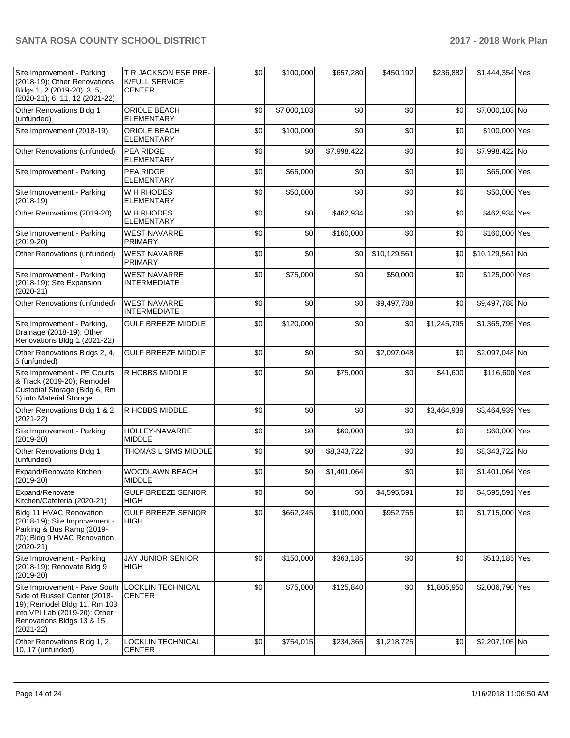| Site Improvement - Parking (2018-19); Other Renovations Bldgs 1, 2 (2019-20); 3, 5, (2020-21); 6, 11, 12 (2021-22) | T R JACKSON ESE PRE-K/FULL SERVICE CENTER | $0 | $100,000 | $657,280 | $450,192 | $236,882 | $1,444,354 | Yes |
|---|---|---|---|---|---|---|---|---|
| Other Renovations Bldg 1 (unfunded) | ORIOLE BEACH ELEMENTARY | $0 | $7,000,103 | $0 | $0 | $0 | $7,000,103 | No |
| Site Improvement (2018-19) | ORIOLE BEACH ELEMENTARY | $0 | $100,000 | $0 | $0 | $0 | $100,000 | Yes |
| Other Renovations (unfunded) | PEA RIDGE ELEMENTARY | $0 | $0 | $7,998,422 | $0 | $0 | $7,998,422 | No |
| Site Improvement - Parking | PEA RIDGE ELEMENTARY | $0 | $65,000 | $0 | $0 | $0 | $65,000 | Yes |
| Site Improvement - Parking (2018-19) | W H RHODES ELEMENTARY | $0 | $50,000 | $0 | $0 | $0 | $50,000 | Yes |
| Other Renovations (2019-20) | W H RHODES ELEMENTARY | $0 | $0 | $462,934 | $0 | $0 | $462,934 | Yes |
| Site Improvement - Parking (2019-20) | WEST NAVARRE PRIMARY | $0 | $0 | $160,000 | $0 | $0 | $160,000 | Yes |
| Other Renovations (unfunded) | WEST NAVARRE PRIMARY | $0 | $0 | $0 | $10,129,561 | $0 | $10,129,561 | No |
| Site Improvement - Parking (2018-19); Site Expansion (2020-21) | WEST NAVARRE INTERMEDIATE | $0 | $75,000 | $0 | $50,000 | $0 | $125,000 | Yes |
| Other Renovations (unfunded) | WEST NAVARRE INTERMEDIATE | $0 | $0 | $0 | $9,497,788 | $0 | $9,497,788 | No |
| Site Improvement - Parking, Drainage (2018-19); Other Renovations Bldg 1 (2021-22) | GULF BREEZE MIDDLE | $0 | $120,000 | $0 | $0 | $1,245,795 | $1,365,795 | Yes |
| Other Renovations Bldgs 2, 4, 5 (unfunded) | GULF BREEZE MIDDLE | $0 | $0 | $0 | $2,097,048 | $0 | $2,097,048 | No |
| Site Improvement - PE Courts & Track (2019-20); Remodel Custodial Storage (Bldg 6, Rm 5) into Material Storage | R HOBBS MIDDLE | $0 | $0 | $75,000 | $0 | $41,600 | $116,600 | Yes |
| Other Renovations Bldg 1 & 2 (2021-22) | R HOBBS MIDDLE | $0 | $0 | $0 | $0 | $3,464,939 | $3,464,939 | Yes |
| Site Improvement - Parking (2019-20) | HOLLEY-NAVARRE MIDDLE | $0 | $0 | $60,000 | $0 | $0 | $60,000 | Yes |
| Other Renovations Bldg 1 (unfunded) | THOMAS L SIMS MIDDLE | $0 | $0 | $8,343,722 | $0 | $0 | $8,343,722 | No |
| Expand/Renovate Kitchen (2019-20) | WOODLAWN BEACH MIDDLE | $0 | $0 | $1,401,064 | $0 | $0 | $1,401,064 | Yes |
| Expand/Renovate Kitchen/Cafeteria (2020-21) | GULF BREEZE SENIOR HIGH | $0 | $0 | $0 | $4,595,591 | $0 | $4,595,591 | Yes |
| Bldg 11 HVAC Renovation (2018-19); Site Improvement - Parking & Bus Ramp (2019-20); Bldg 9 HVAC Renovation (2020-21) | GULF BREEZE SENIOR HIGH | $0 | $662,245 | $100,000 | $952,755 | $0 | $1,715,000 | Yes |
| Site Improvement - Parking (2018-19); Renovate Bldg 9 (2019-20) | JAY JUNIOR SENIOR HIGH | $0 | $150,000 | $363,185 | $0 | $0 | $513,185 | Yes |
| Site Improvement - Pave South Side of Russell Center (2018-19); Remodel Bldg 11, Rm 103 into VPI Lab (2019-20); Other Renovations Bldgs 13 & 15 (2021-22) | LOCKLIN TECHNICAL CENTER | $0 | $75,000 | $125,840 | $0 | $1,805,950 | $2,006,790 | Yes |
| Other Renovations Bldg 1, 2, 10, 17 (unfunded) | LOCKLIN TECHNICAL CENTER | $0 | $754,015 | $234,365 | $1,218,725 | $0 | $2,207,105 | No |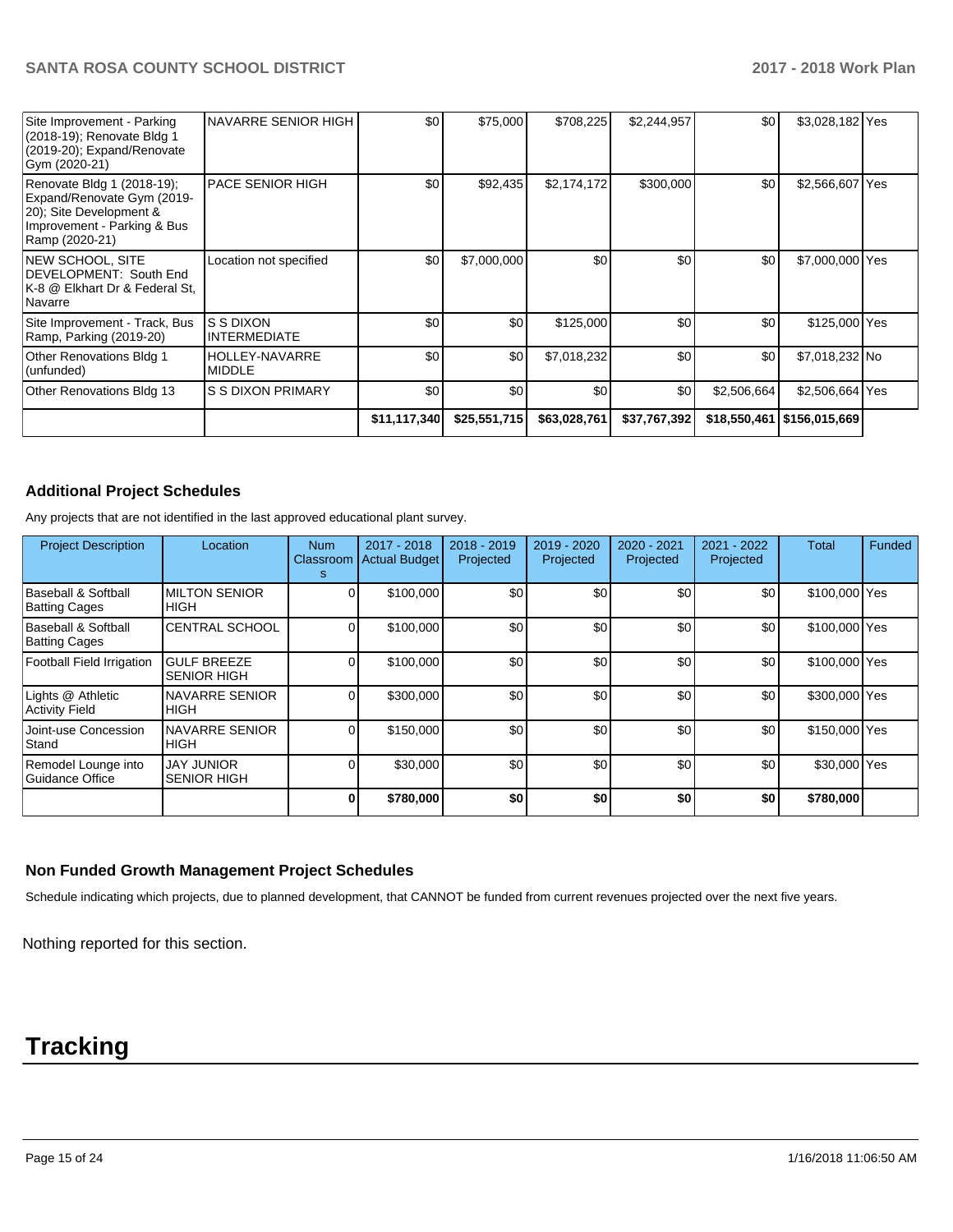| | | | | | | | | |
|---|---|---|---|---|---|---|---|---|
| Site Improvement - Parking (2018-19); Renovate Bldg 1 (2019-20); Expand/Renovate Gym (2020-21) | NAVARRE SENIOR HIGH | $0 | $75,000 | $708,225 | $2,244,957 | $0 | $3,028,182 | Yes |
| Renovate Bldg 1 (2018-19); Expand/Renovate Gym (2019-20); Site Development & Improvement - Parking & Bus Ramp (2020-21) | PACE SENIOR HIGH | $0 | $92,435 | $2,174,172 | $300,000 | $0 | $2,566,607 | Yes |
| NEW SCHOOL, SITE DEVELOPMENT: South End K-8 @ Elkhart Dr & Federal St, Navarre | Location not specified | $0 | $7,000,000 | $0 | $0 | $0 | $7,000,000 | Yes |
| Site Improvement - Track, Bus Ramp, Parking (2019-20) | S S DIXON INTERMEDIATE | $0 | $0 | $125,000 | $0 | $0 | $125,000 | Yes |
| Other Renovations Bldg 1 (unfunded) | HOLLEY-NAVARRE MIDDLE | $0 | $0 | $7,018,232 | $0 | $0 | $7,018,232 | No |
| Other Renovations Bldg 13 | S S DIXON PRIMARY | $0 | $0 | $0 | $0 | $2,506,664 | $2,506,664 | Yes |
| | | $11,117,340 | $25,551,715 | $63,028,761 | $37,767,392 | $18,550,461 | $156,015,669 | |

## Additional Project Schedules

Any projects that are not identified in the last approved educational plant survey.

| Project Description | Location | Num Classrooms | 2017 - 2018 Actual Budget | 2018 - 2019 Projected | 2019 - 2020 Projected | 2020 - 2021 Projected | 2021 - 2022 Projected | Total | Funded |
|---|---|---|---|---|---|---|---|---|---|
| Baseball & Softball Batting Cages | MILTON SENIOR HIGH | 0 | $100,000 | $0 | $0 | $0 | $0 | $100,000 | Yes |
| Baseball & Softball Batting Cages | CENTRAL SCHOOL | 0 | $100,000 | $0 | $0 | $0 | $0 | $100,000 | Yes |
| Football Field Irrigation | GULF BREEZE SENIOR HIGH | 0 | $100,000 | $0 | $0 | $0 | $0 | $100,000 | Yes |
| Lights @ Athletic Activity Field | NAVARRE SENIOR HIGH | 0 | $300,000 | $0 | $0 | $0 | $0 | $300,000 | Yes |
| Joint-use Concession Stand | NAVARRE SENIOR HIGH | 0 | $150,000 | $0 | $0 | $0 | $0 | $150,000 | Yes |
| Remodel Lounge into Guidance Office | JAY JUNIOR SENIOR HIGH | 0 | $30,000 | $0 | $0 | $0 | $0 | $30,000 | Yes |
| | | **0** | **$780,000** | **$0** | **$0** | **$0** | **$0** | **$780,000** | |

## Non Funded Growth Management Project Schedules

Schedule indicating which projects, due to planned development, that CANNOT be funded from current revenues projected over the next five years.

Nothing reported for this section.

# Tracking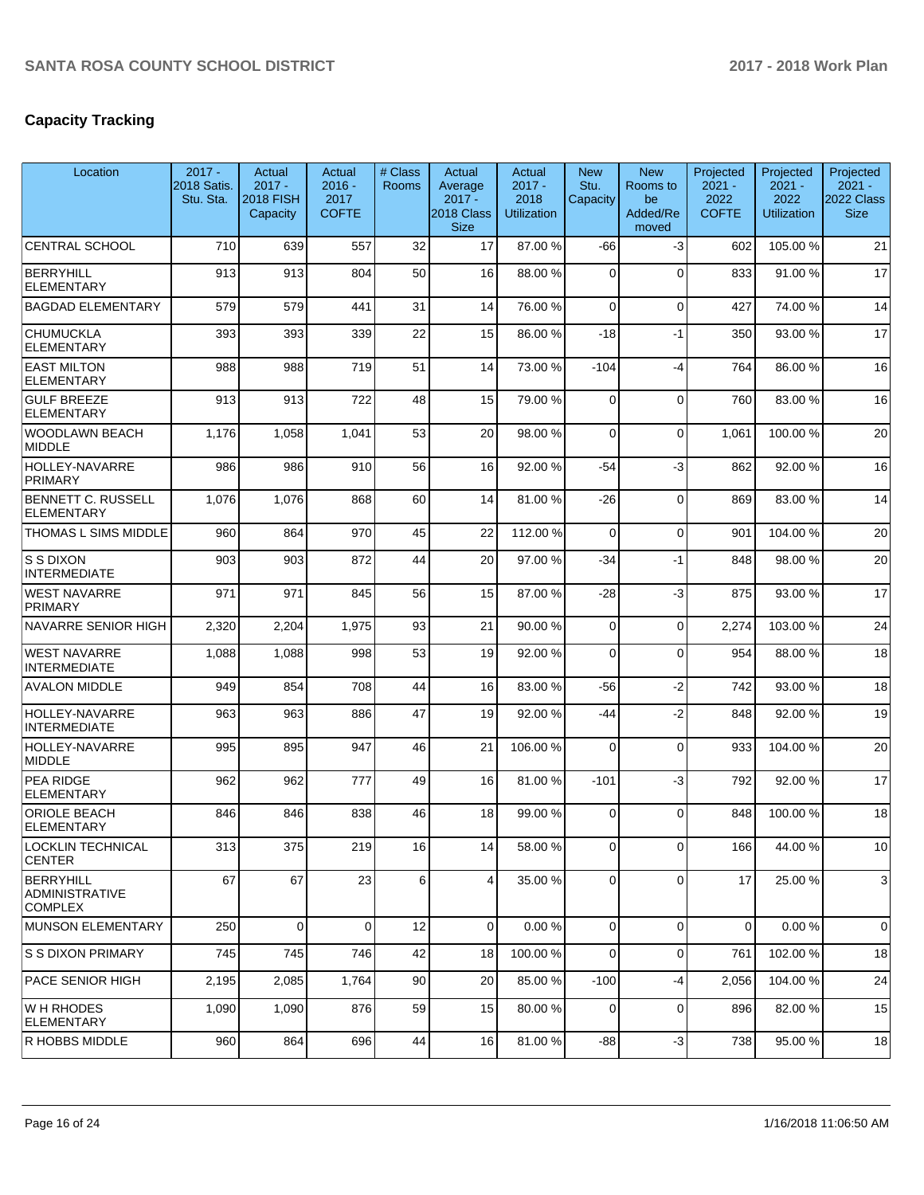## Capacity Tracking

| Location | 2017 - 2018 Satis. Stu. Sta. | Actual 2017 - 2018 FISH Capacity | Actual 2016 - 2017 COFTE | # Class Rooms | Actual Average 2017 - 2018 Class Size | Actual 2017 - 2018 Utilization | New Stu. Capacity | New Rooms to be Added/Re moved | Projected 2021 - 2022 COFTE | Projected 2021 - 2022 Utilization | Projected 2021 - 2022 Class Size |
|---|---|---|---|---|---|---|---|---|---|---|---|
| CENTRAL SCHOOL | 710 | 639 | 557 | 32 | 17 | 87.00 % | -66 | -3 | 602 | 105.00 % | 21 |
| BERRYHILL ELEMENTARY | 913 | 913 | 804 | 50 | 16 | 88.00 % | 0 | 0 | 833 | 91.00 % | 17 |
| BAGDAD ELEMENTARY | 579 | 579 | 441 | 31 | 14 | 76.00 % | 0 | 0 | 427 | 74.00 % | 14 |
| CHUMUCKLA ELEMENTARY | 393 | 393 | 339 | 22 | 15 | 86.00 % | -18 | -1 | 350 | 93.00 % | 17 |
| EAST MILTON ELEMENTARY | 988 | 988 | 719 | 51 | 14 | 73.00 % | -104 | -4 | 764 | 86.00 % | 16 |
| GULF BREEZE ELEMENTARY | 913 | 913 | 722 | 48 | 15 | 79.00 % | 0 | 0 | 760 | 83.00 % | 16 |
| WOODLAWN BEACH MIDDLE | 1,176 | 1,058 | 1,041 | 53 | 20 | 98.00 % | 0 | 0 | 1,061 | 100.00 % | 20 |
| HOLLEY-NAVARRE PRIMARY | 986 | 986 | 910 | 56 | 16 | 92.00 % | -54 | -3 | 862 | 92.00 % | 16 |
| BENNETT C. RUSSELL ELEMENTARY | 1,076 | 1,076 | 868 | 60 | 14 | 81.00 % | -26 | 0 | 869 | 83.00 % | 14 |
| THOMAS L SIMS MIDDLE | 960 | 864 | 970 | 45 | 22 | 112.00 % | 0 | 0 | 901 | 104.00 % | 20 |
| S S DIXON INTERMEDIATE | 903 | 903 | 872 | 44 | 20 | 97.00 % | -34 | -1 | 848 | 98.00 % | 20 |
| WEST NAVARRE PRIMARY | 971 | 971 | 845 | 56 | 15 | 87.00 % | -28 | -3 | 875 | 93.00 % | 17 |
| NAVARRE SENIOR HIGH | 2,320 | 2,204 | 1,975 | 93 | 21 | 90.00 % | 0 | 0 | 2,274 | 103.00 % | 24 |
| WEST NAVARRE INTERMEDIATE | 1,088 | 1,088 | 998 | 53 | 19 | 92.00 % | 0 | 0 | 954 | 88.00 % | 18 |
| AVALON MIDDLE | 949 | 854 | 708 | 44 | 16 | 83.00 % | -56 | -2 | 742 | 93.00 % | 18 |
| HOLLEY-NAVARRE INTERMEDIATE | 963 | 963 | 886 | 47 | 19 | 92.00 % | -44 | -2 | 848 | 92.00 % | 19 |
| HOLLEY-NAVARRE MIDDLE | 995 | 895 | 947 | 46 | 21 | 106.00 % | 0 | 0 | 933 | 104.00 % | 20 |
| PEA RIDGE ELEMENTARY | 962 | 962 | 777 | 49 | 16 | 81.00 % | -101 | -3 | 792 | 92.00 % | 17 |
| ORIOLE BEACH ELEMENTARY | 846 | 846 | 838 | 46 | 18 | 99.00 % | 0 | 0 | 848 | 100.00 % | 18 |
| LOCKLIN TECHNICAL CENTER | 313 | 375 | 219 | 16 | 14 | 58.00 % | 0 | 0 | 166 | 44.00 % | 10 |
| BERRYHILL ADMINISTRATIVE COMPLEX | 67 | 67 | 23 | 6 | 4 | 35.00 % | 0 | 0 | 17 | 25.00 % | 3 |
| MUNSON ELEMENTARY | 250 | 0 | 0 | 12 | 0 | 0.00 % | 0 | 0 | 0 | 0.00 % | 0 |
| S S DIXON PRIMARY | 745 | 745 | 746 | 42 | 18 | 100.00 % | 0 | 0 | 761 | 102.00 % | 18 |
| PACE SENIOR HIGH | 2,195 | 2,085 | 1,764 | 90 | 20 | 85.00 % | -100 | -4 | 2,056 | 104.00 % | 24 |
| W H RHODES ELEMENTARY | 1,090 | 1,090 | 876 | 59 | 15 | 80.00 % | 0 | 0 | 896 | 82.00 % | 15 |
| R HOBBS MIDDLE | 960 | 864 | 696 | 44 | 16 | 81.00 % | -88 | -3 | 738 | 95.00 % | 18 |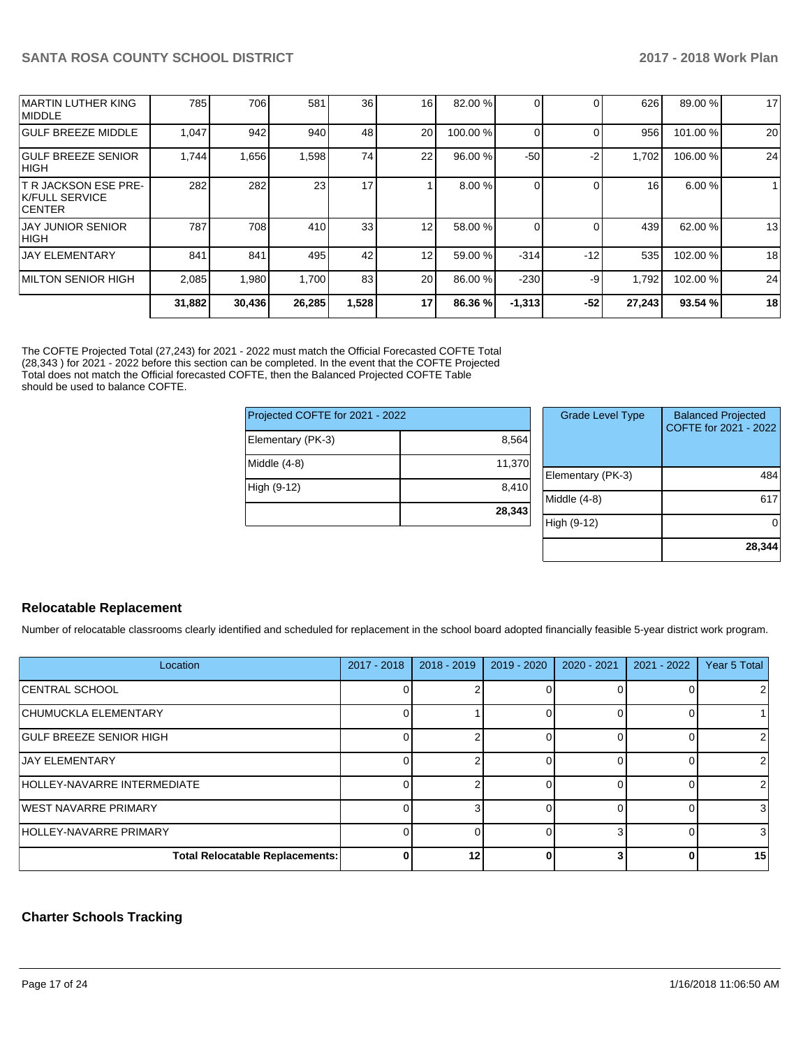| | | | | | | | | | | |
|---|---|---|---|---|---|---|---|---|---|---|
| MARTIN LUTHER KING MIDDLE | 785 | 706 | 581 | 36 | 16 | 82.00 % | 0 | 0 | 626 | 89.00 % | 17 |
| GULF BREEZE MIDDLE | 1,047 | 942 | 940 | 48 | 20 | 100.00 % | 0 | 0 | 956 | 101.00 % | 20 |
| GULF BREEZE SENIOR HIGH | 1,744 | 1,656 | 1,598 | 74 | 22 | 96.00 % | -50 | -2 | 1,702 | 106.00 % | 24 |
| T R JACKSON ESE PRE-K/FULL SERVICE CENTER | 282 | 282 | 23 | 17 | 1 | 8.00 % | 0 | 0 | 16 | 6.00 % | 1 |
| JAY JUNIOR SENIOR HIGH | 787 | 708 | 410 | 33 | 12 | 58.00 % | 0 | 0 | 439 | 62.00 % | 13 |
| JAY ELEMENTARY | 841 | 841 | 495 | 42 | 12 | 59.00 % | -314 | -12 | 535 | 102.00 % | 18 |
| MILTON SENIOR HIGH | 2,085 | 1,980 | 1,700 | 83 | 20 | 86.00 % | -230 | -9 | 1,792 | 102.00 % | 24 |
| | **31,882** | **30,436** | **26,285** | **1,528** | **17** | **86.36 %** | **-1,313** | **-52** | **27,243** | **93.54 %** | **18** |

The COFTE Projected Total (27,243) for 2021 - 2022 must match the Official Forecasted COFTE Total (28,343 ) for 2021 - 2022 before this section can be completed. In the event that the COFTE Projected Total does not match the Official forecasted COFTE, then the Balanced Projected COFTE Table should be used to balance COFTE.

| Projected COFTE for 2021 - 2022 | |
|---|---|
| Elementary (PK-3) | 8,564 |
| Middle (4-8) | 11,370 |
| High (9-12) | 8,410 |
| | **28,343** |

| Grade Level Type | Balanced Projected COFTE for 2021 - 2022 |
|---|---|
| Elementary (PK-3) | 484 |
| Middle (4-8) | 617 |
| High (9-12) | 0 |
| | **28,344** |

## Relocatable Replacement

Number of relocatable classrooms clearly identified and scheduled for replacement in the school board adopted financially feasible 5-year district work program.

| Location | 2017 - 2018 | 2018 - 2019 | 2019 - 2020 | 2020 - 2021 | 2021 - 2022 | Year 5 Total |
|---|---|---|---|---|---|---|
| CENTRAL SCHOOL | 0 | 2 | 0 | 0 | 0 | 2 |
| CHUMUCKLA ELEMENTARY | 0 | 1 | 0 | 0 | 0 | 1 |
| GULF BREEZE SENIOR HIGH | 0 | 2 | 0 | 0 | 0 | 2 |
| JAY ELEMENTARY | 0 | 2 | 0 | 0 | 0 | 2 |
| HOLLEY-NAVARRE INTERMEDIATE | 0 | 2 | 0 | 0 | 0 | 2 |
| WEST NAVARRE PRIMARY | 0 | 3 | 0 | 0 | 0 | 3 |
| HOLLEY-NAVARRE PRIMARY | 0 | 0 | 0 | 3 | 0 | 3 |
| **Total Relocatable Replacements:** | **0** | **12** | **0** | **3** | **0** | **15** |

## Charter Schools Tracking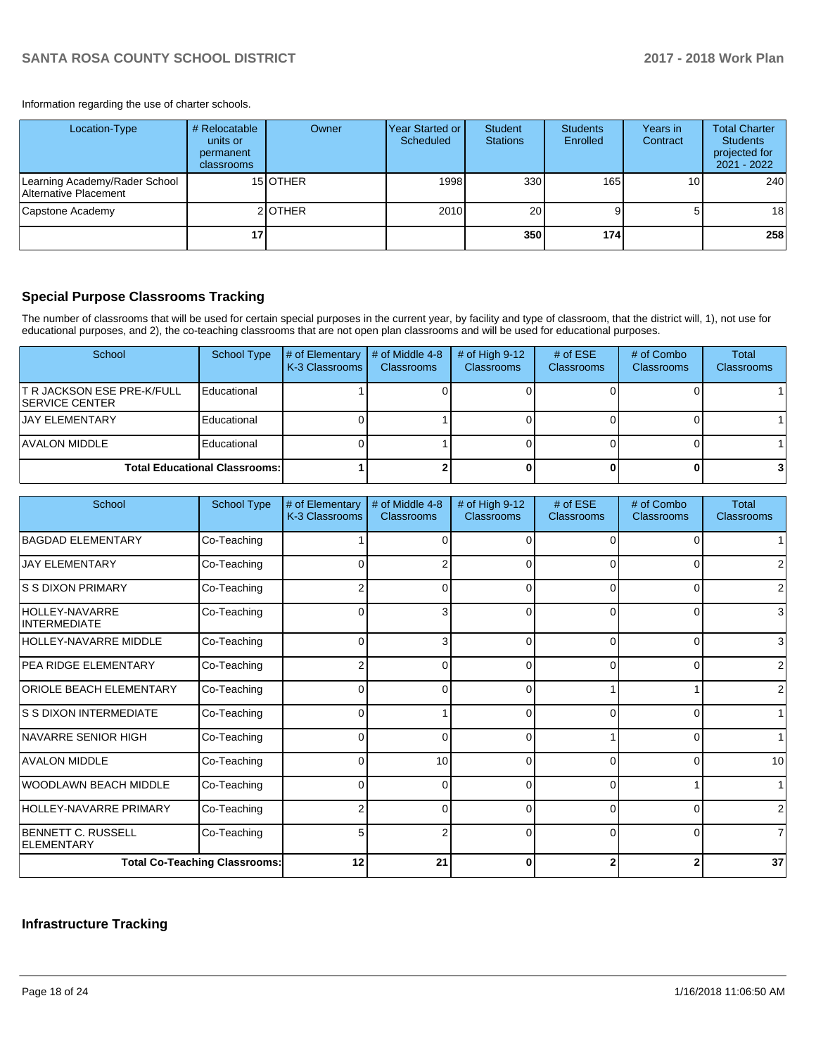Information regarding the use of charter schools.

| Location-Type | # Relocatable units or permanent classrooms | Owner | Year Started or Scheduled | Student Stations | Students Enrolled | Years in Contract | Total Charter Students projected for 2021 - 2022 |
|---|---|---|---|---|---|---|---|
| Learning Academy/Rader School Alternative Placement | 15 | OTHER | 1998 | 330 | 165 | 10 | 240 |
| Capstone Academy | 2 | OTHER | 2010 | 20 | 9 | 5 | 18 |
| | **17** | | | **350** | **174** | | **258** |

## Special Purpose Classrooms Tracking

The number of classrooms that will be used for certain special purposes in the current year, by facility and type of classroom, that the district will, 1), not use for educational purposes, and 2), the co-teaching classrooms that are not open plan classrooms and will be used for educational purposes.

| School | School Type | # of Elementary K-3 Classrooms | # of Middle 4-8 Classrooms | # of High 9-12 Classrooms | # of ESE Classrooms | # of Combo Classrooms | Total Classrooms |
|---|---|---|---|---|---|---|---|
| T R JACKSON ESE PRE-K/FULL SERVICE CENTER | Educational | 1 | 0 | 0 | 0 | 0 | 1 |
| JAY ELEMENTARY | Educational | 0 | 1 | 0 | 0 | 0 | 1 |
| AVALON MIDDLE | Educational | 0 | 1 | 0 | 0 | 0 | 1 |
| **Total Educational Classrooms:** | | **1** | **2** | **0** | **0** | **0** | **3** |

| School | School Type | # of Elementary K-3 Classrooms | # of Middle 4-8 Classrooms | # of High 9-12 Classrooms | # of ESE Classrooms | # of Combo Classrooms | Total Classrooms |
|---|---|---|---|---|---|---|---|
| BAGDAD ELEMENTARY | Co-Teaching | 1 | 0 | 0 | 0 | 0 | 1 |
| JAY ELEMENTARY | Co-Teaching | 0 | 2 | 0 | 0 | 0 | 2 |
| S S DIXON PRIMARY | Co-Teaching | 2 | 0 | 0 | 0 | 0 | 2 |
| HOLLEY-NAVARRE INTERMEDIATE | Co-Teaching | 0 | 3 | 0 | 0 | 0 | 3 |
| HOLLEY-NAVARRE MIDDLE | Co-Teaching | 0 | 3 | 0 | 0 | 0 | 3 |
| PEA RIDGE ELEMENTARY | Co-Teaching | 2 | 0 | 0 | 0 | 0 | 2 |
| ORIOLE BEACH ELEMENTARY | Co-Teaching | 0 | 0 | 0 | 1 | 1 | 2 |
| S S DIXON INTERMEDIATE | Co-Teaching | 0 | 1 | 0 | 0 | 0 | 1 |
| NAVARRE SENIOR HIGH | Co-Teaching | 0 | 0 | 0 | 1 | 0 | 1 |
| AVALON MIDDLE | Co-Teaching | 0 | 10 | 0 | 0 | 0 | 10 |
| WOODLAWN BEACH MIDDLE | Co-Teaching | 0 | 0 | 0 | 0 | 1 | 1 |
| HOLLEY-NAVARRE PRIMARY | Co-Teaching | 2 | 0 | 0 | 0 | 0 | 2 |
| BENNETT C. RUSSELL ELEMENTARY | Co-Teaching | 5 | 2 | 0 | 0 | 0 | 7 |
| **Total Co-Teaching Classrooms:** | | **12** | **21** | **0** | **2** | **2** | **37** |

## Infrastructure Tracking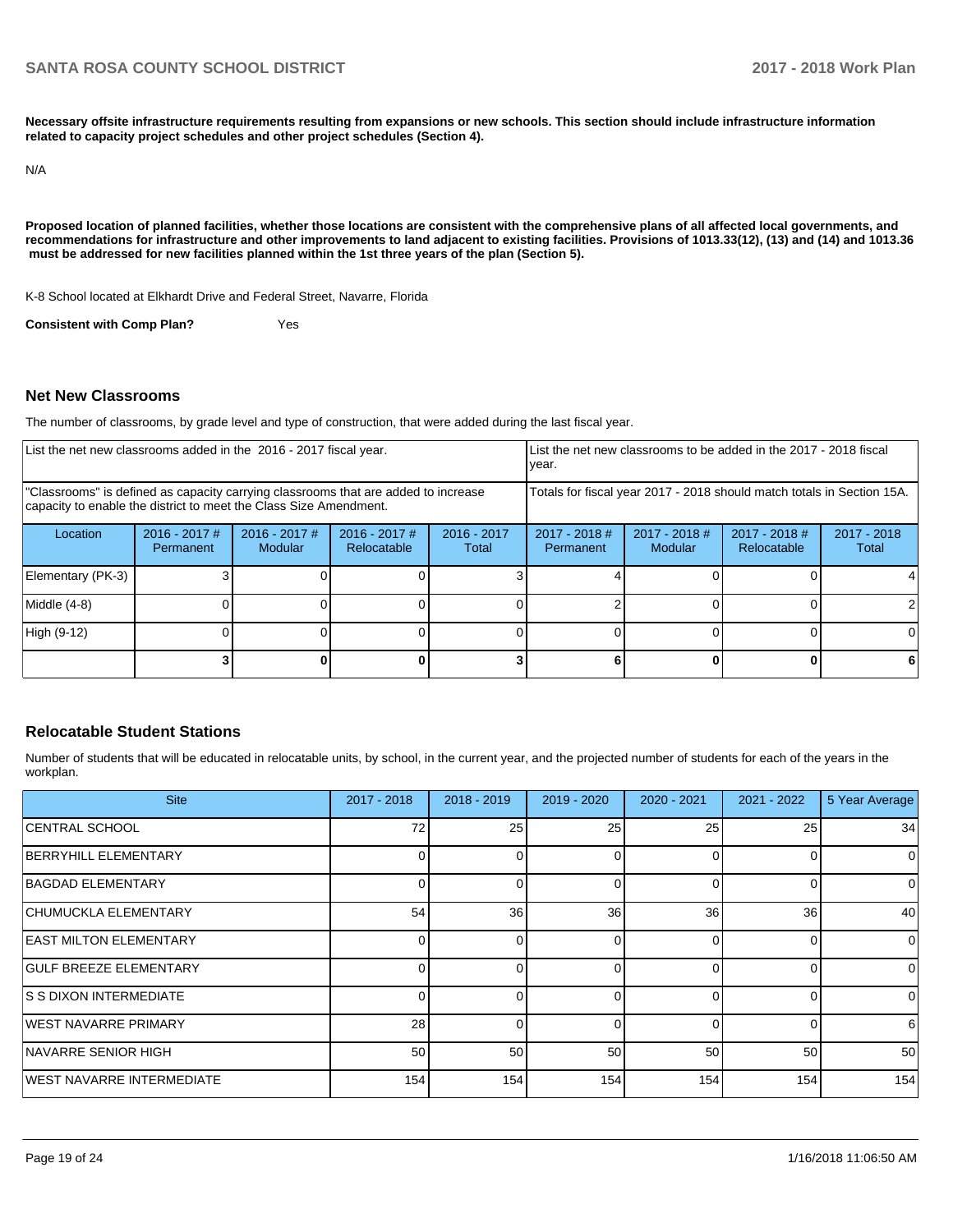**Necessary offsite infrastructure requirements resulting from expansions or new schools. This section should include infrastructure information related to capacity project schedules and other project schedules (Section 4).**

N/A

**Proposed location of planned facilities, whether those locations are consistent with the comprehensive plans of all affected local governments, and recommendations for infrastructure and other improvements to land adjacent to existing facilities. Provisions of 1013.33(12), (13) and (14) and 1013.36 must be addressed for new facilities planned within the 1st three years of the plan (Section 5).**

K-8 School located at Elkhardt Drive and Federal Street, Navarre, Florida

**Consistent with Comp Plan?** Yes

## Net New Classrooms

The number of classrooms, by grade level and type of construction, that were added during the last fiscal year.

| List the net new classrooms added in the 2016 - 2017 fiscal year. | | | | | List the net new classrooms to be added in the 2017 - 2018 fiscal year. | | | |
|---|---|---|---|---|---|---|---|---|
| "Classrooms" is defined as capacity carrying classrooms that are added to increase capacity to enable the district to meet the Class Size Amendment. | | | | | Totals for fiscal year 2017 - 2018 should match totals in Section 15A. | | | |
| Location | 2016 - 2017 # Permanent | 2016 - 2017 # Modular | 2016 - 2017 # Relocatable | 2016 - 2017 Total | 2017 - 2018 # Permanent | 2017 - 2018 # Modular | 2017 - 2018 # Relocatable | 2017 - 2018 Total |
| Elementary (PK-3) | 3 | 0 | 0 | 3 | 4 | 0 | 0 | 4 |
| Middle (4-8) | 0 | 0 | 0 | 0 | 2 | 0 | 0 | 2 |
| High (9-12) | 0 | 0 | 0 | 0 | 0 | 0 | 0 | 0 |
| | **3** | **0** | **0** | **3** | **6** | **0** | **0** | **6** |

## Relocatable Student Stations

Number of students that will be educated in relocatable units, by school, in the current year, and the projected number of students for each of the years in the workplan.

| Site | 2017 - 2018 | 2018 - 2019 | 2019 - 2020 | 2020 - 2021 | 2021 - 2022 | 5 Year Average |
|---|---|---|---|---|---|---|
| CENTRAL SCHOOL | 72 | 25 | 25 | 25 | 25 | 34 |
| BERRYHILL ELEMENTARY | 0 | 0 | 0 | 0 | 0 | 0 |
| BAGDAD ELEMENTARY | 0 | 0 | 0 | 0 | 0 | 0 |
| CHUMUCKLA ELEMENTARY | 54 | 36 | 36 | 36 | 36 | 40 |
| EAST MILTON ELEMENTARY | 0 | 0 | 0 | 0 | 0 | 0 |
| GULF BREEZE ELEMENTARY | 0 | 0 | 0 | 0 | 0 | 0 |
| S S DIXON INTERMEDIATE | 0 | 0 | 0 | 0 | 0 | 0 |
| WEST NAVARRE PRIMARY | 28 | 0 | 0 | 0 | 0 | 6 |
| NAVARRE SENIOR HIGH | 50 | 50 | 50 | 50 | 50 | 50 |
| WEST NAVARRE INTERMEDIATE | 154 | 154 | 154 | 154 | 154 | 154 |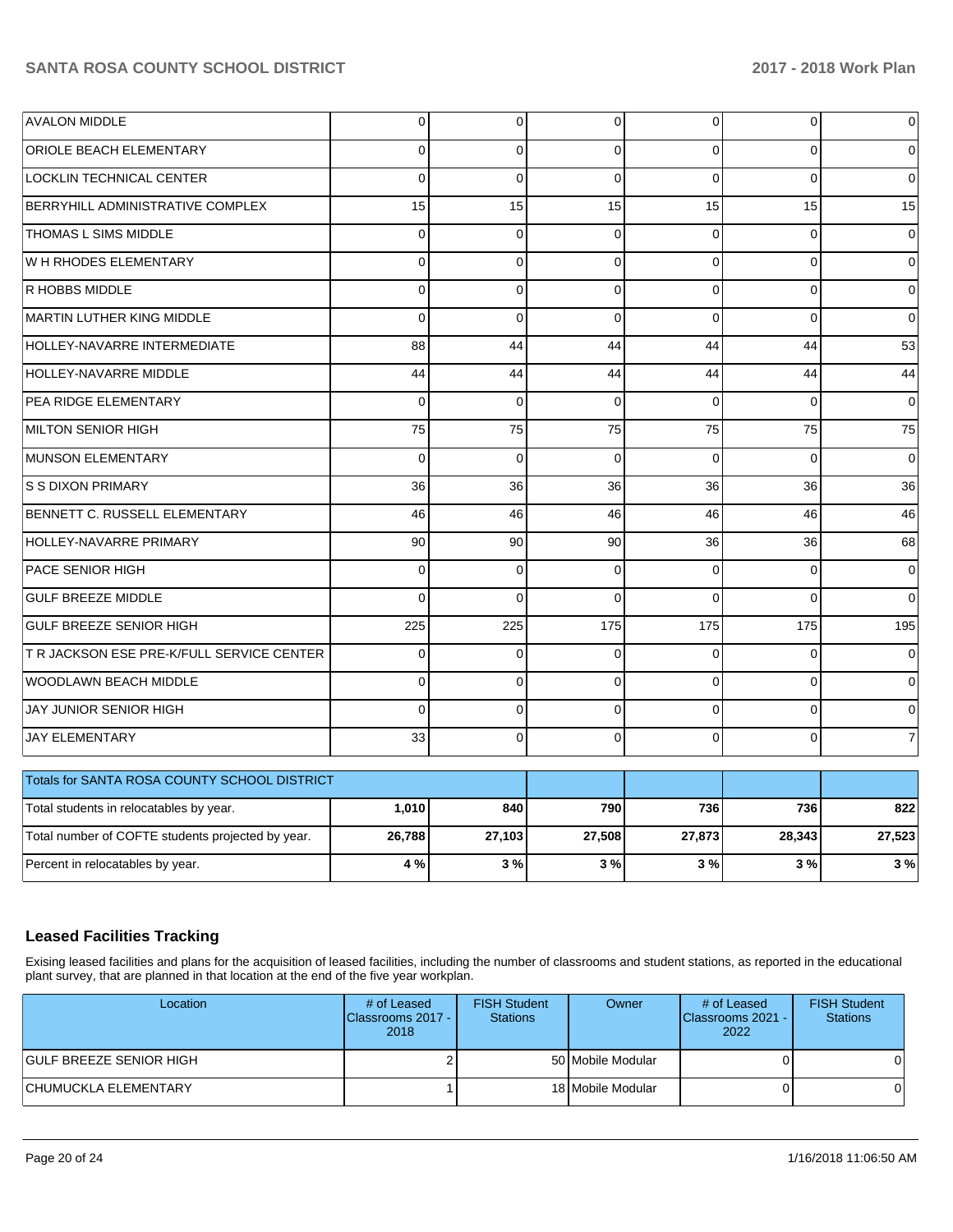| | | | | | | |
|---|---|---|---|---|---|---|
| AVALON MIDDLE | 0 | 0 | 0 | 0 | 0 | 0 |
| ORIOLE BEACH ELEMENTARY | 0 | 0 | 0 | 0 | 0 | 0 |
| LOCKLIN TECHNICAL CENTER | 0 | 0 | 0 | 0 | 0 | 0 |
| BERRYHILL ADMINISTRATIVE COMPLEX | 15 | 15 | 15 | 15 | 15 | 15 |
| THOMAS L SIMS MIDDLE | 0 | 0 | 0 | 0 | 0 | 0 |
| W H RHODES ELEMENTARY | 0 | 0 | 0 | 0 | 0 | 0 |
| R HOBBS MIDDLE | 0 | 0 | 0 | 0 | 0 | 0 |
| MARTIN LUTHER KING MIDDLE | 0 | 0 | 0 | 0 | 0 | 0 |
| HOLLEY-NAVARRE INTERMEDIATE | 88 | 44 | 44 | 44 | 44 | 53 |
| HOLLEY-NAVARRE MIDDLE | 44 | 44 | 44 | 44 | 44 | 44 |
| PEA RIDGE ELEMENTARY | 0 | 0 | 0 | 0 | 0 | 0 |
| MILTON SENIOR HIGH | 75 | 75 | 75 | 75 | 75 | 75 |
| MUNSON ELEMENTARY | 0 | 0 | 0 | 0 | 0 | 0 |
| S S DIXON PRIMARY | 36 | 36 | 36 | 36 | 36 | 36 |
| BENNETT C. RUSSELL ELEMENTARY | 46 | 46 | 46 | 46 | 46 | 46 |
| HOLLEY-NAVARRE PRIMARY | 90 | 90 | 90 | 36 | 36 | 68 |
| PACE SENIOR HIGH | 0 | 0 | 0 | 0 | 0 | 0 |
| GULF BREEZE MIDDLE | 0 | 0 | 0 | 0 | 0 | 0 |
| GULF BREEZE SENIOR HIGH | 225 | 225 | 175 | 175 | 175 | 195 |
| T R JACKSON ESE PRE-K/FULL SERVICE CENTER | 0 | 0 | 0 | 0 | 0 | 0 |
| WOODLAWN BEACH MIDDLE | 0 | 0 | 0 | 0 | 0 | 0 |
| JAY JUNIOR SENIOR HIGH | 0 | 0 | 0 | 0 | 0 | 0 |
| JAY ELEMENTARY | 33 | 0 | 0 | 0 | 0 | 7 |

| Totals for SANTA ROSA COUNTY SCHOOL DISTRICT | | | | | | |
|---|---|---|---|---|---|---|
| Total students in relocatables by year. | **1,010** | **840** | **790** | **736** | **736** | **822** |
| Total number of COFTE students projected by year. | **26,788** | **27,103** | **27,508** | **27,873** | **28,343** | **27,523** |
| Percent in relocatables by year. | **4 %** | **3 %** | **3 %** | **3 %** | **3 %** | **3 %** |

## Leased Facilities Tracking

Exising leased facilities and plans for the acquisition of leased facilities, including the number of classrooms and student stations, as reported in the educational plant survey, that are planned in that location at the end of the five year workplan.

| Location | # of Leased Classrooms 2017 - 2018 | FISH Student Stations | Owner | # of Leased Classrooms 2021 - 2022 | FISH Student Stations |
|---|---|---|---|---|---|
| GULF BREEZE SENIOR HIGH | 2 | 50 | Mobile Modular | 0 | 0 |
| CHUMUCKLA ELEMENTARY | 1 | 18 | Mobile Modular | 0 | 0 |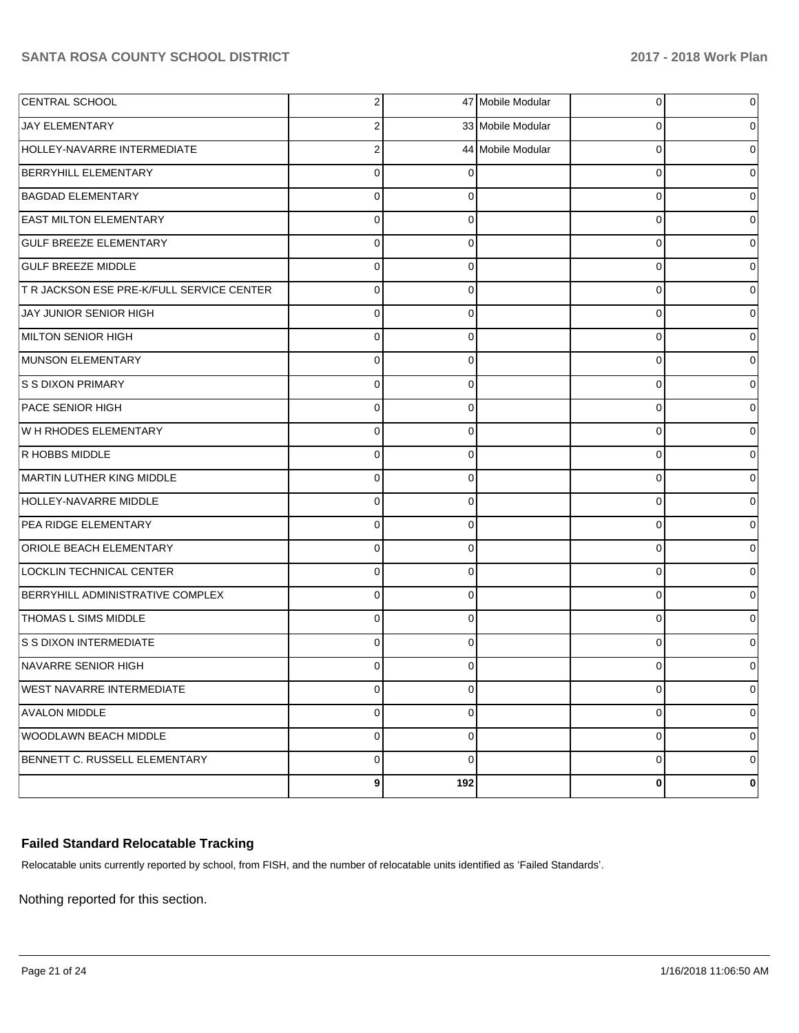| | | | | | |
|---|---|---|---|---|---|
| CENTRAL SCHOOL | 2 | 47 | Mobile Modular | 0 | 0 |
| JAY ELEMENTARY | 2 | 33 | Mobile Modular | 0 | 0 |
| HOLLEY-NAVARRE INTERMEDIATE | 2 | 44 | Mobile Modular | 0 | 0 |
| BERRYHILL ELEMENTARY | 0 | 0 | | 0 | 0 |
| BAGDAD ELEMENTARY | 0 | 0 | | 0 | 0 |
| EAST MILTON ELEMENTARY | 0 | 0 | | 0 | 0 |
| GULF BREEZE ELEMENTARY | 0 | 0 | | 0 | 0 |
| GULF BREEZE MIDDLE | 0 | 0 | | 0 | 0 |
| T R JACKSON ESE PRE-K/FULL SERVICE CENTER | 0 | 0 | | 0 | 0 |
| JAY JUNIOR SENIOR HIGH | 0 | 0 | | 0 | 0 |
| MILTON SENIOR HIGH | 0 | 0 | | 0 | 0 |
| MUNSON ELEMENTARY | 0 | 0 | | 0 | 0 |
| S S DIXON PRIMARY | 0 | 0 | | 0 | 0 |
| PACE SENIOR HIGH | 0 | 0 | | 0 | 0 |
| W H RHODES ELEMENTARY | 0 | 0 | | 0 | 0 |
| R HOBBS MIDDLE | 0 | 0 | | 0 | 0 |
| MARTIN LUTHER KING MIDDLE | 0 | 0 | | 0 | 0 |
| HOLLEY-NAVARRE MIDDLE | 0 | 0 | | 0 | 0 |
| PEA RIDGE ELEMENTARY | 0 | 0 | | 0 | 0 |
| ORIOLE BEACH ELEMENTARY | 0 | 0 | | 0 | 0 |
| LOCKLIN TECHNICAL CENTER | 0 | 0 | | 0 | 0 |
| BERRYHILL ADMINISTRATIVE COMPLEX | 0 | 0 | | 0 | 0 |
| THOMAS L SIMS MIDDLE | 0 | 0 | | 0 | 0 |
| S S DIXON INTERMEDIATE | 0 | 0 | | 0 | 0 |
| NAVARRE SENIOR HIGH | 0 | 0 | | 0 | 0 |
| WEST NAVARRE INTERMEDIATE | 0 | 0 | | 0 | 0 |
| AVALON MIDDLE | 0 | 0 | | 0 | 0 |
| WOODLAWN BEACH MIDDLE | 0 | 0 | | 0 | 0 |
| BENNETT C. RUSSELL ELEMENTARY | 0 | 0 | | 0 | 0 |
| | **9** | **192** | | **0** | **0** |

### Failed Standard Relocatable Tracking

Relocatable units currently reported by school, from FISH, and the number of relocatable units identified as 'Failed Standards'.

Nothing reported for this section.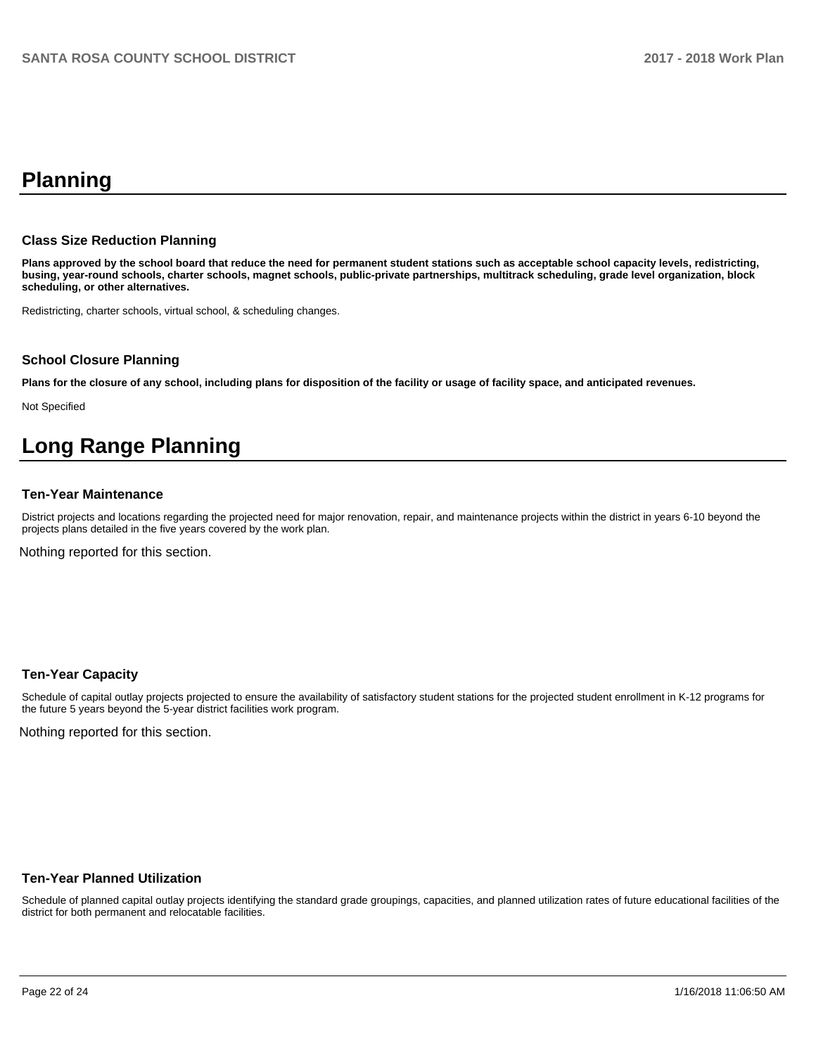# Planning

### Class Size Reduction Planning

**Plans approved by the school board that reduce the need for permanent student stations such as acceptable school capacity levels, redistricting, busing, year-round schools, charter schools, magnet schools, public-private partnerships, multitrack scheduling, grade level organization, block scheduling, or other alternatives.**

Redistricting, charter schools, virtual school, & scheduling changes.

### School Closure Planning

**Plans for the closure of any school, including plans for disposition of the facility or usage of facility space, and anticipated revenues.**

Not Specified

# Long Range Planning

### Ten-Year Maintenance

District projects and locations regarding the projected need for major renovation, repair, and maintenance projects within the district in years 6-10 beyond the projects plans detailed in the five years covered by the work plan.

Nothing reported for this section.

### Ten-Year Capacity

Schedule of capital outlay projects projected to ensure the availability of satisfactory student stations for the projected student enrollment in K-12 programs for the future 5 years beyond the 5-year district facilities work program.

Nothing reported for this section.

### Ten-Year Planned Utilization

Schedule of planned capital outlay projects identifying the standard grade groupings, capacities, and planned utilization rates of future educational facilities of the district for both permanent and relocatable facilities.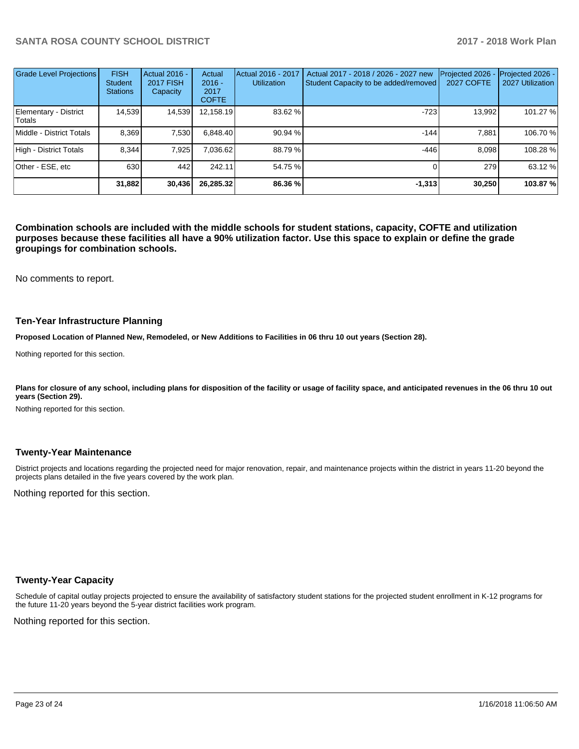| Grade Level Projections | FISH Student Stations | Actual 2016 - 2017 FISH Capacity | Actual 2016 - 2017 COFTE | Actual 2016 - 2017 Utilization | Actual 2017 - 2018 / 2026 - 2027 new Student Capacity to be added/removed | Projected 2026 - 2027 COFTE | Projected 2026 - 2027 Utilization |
|---|---|---|---|---|---|---|---|
| Elementary - District Totals | 14,539 | 14,539 | 12,158.19 | 83.62 % | -723 | 13,992 | 101.27 % |
| Middle - District Totals | 8,369 | 7,530 | 6,848.40 | 90.94 % | -144 | 7,881 | 106.70 % |
| High - District Totals | 8,344 | 7,925 | 7,036.62 | 88.79 % | -446 | 8,098 | 108.28 % |
| Other - ESE, etc | 630 | 442 | 242.11 | 54.75 % | 0 | 279 | 63.12 % |
| | **31,882** | **30,436** | **26,285.32** | **86.36 %** | **-1,313** | **30,250** | **103.87 %** |

**Combination schools are included with the middle schools for student stations, capacity, COFTE and utilization purposes because these facilities all have a 90% utilization factor. Use this space to explain or define the grade groupings for combination schools.**

No comments to report.

### Ten-Year Infrastructure Planning

**Proposed Location of Planned New, Remodeled, or New Additions to Facilities in 06 thru 10 out years (Section 28).**

Nothing reported for this section.

**Plans for closure of any school, including plans for disposition of the facility or usage of facility space, and anticipated revenues in the 06 thru 10 out years (Section 29).**

Nothing reported for this section.

### Twenty-Year Maintenance

District projects and locations regarding the projected need for major renovation, repair, and maintenance projects within the district in years 11-20 beyond the projects plans detailed in the five years covered by the work plan.

Nothing reported for this section.

### Twenty-Year Capacity

Schedule of capital outlay projects projected to ensure the availability of satisfactory student stations for the projected student enrollment in K-12 programs for the future 11-20 years beyond the 5-year district facilities work program.

Nothing reported for this section.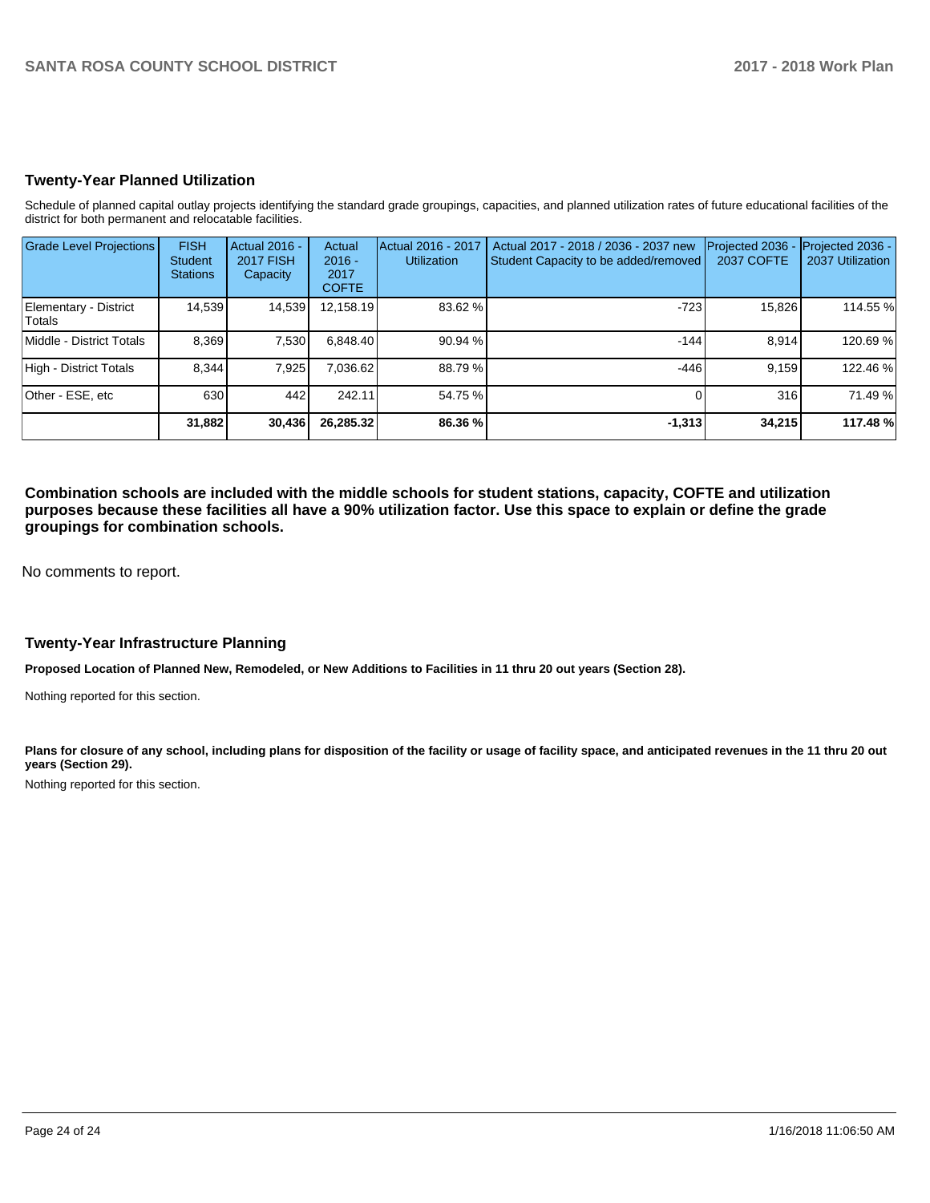## Twenty-Year Planned Utilization

Schedule of planned capital outlay projects identifying the standard grade groupings, capacities, and planned utilization rates of future educational facilities of the district for both permanent and relocatable facilities.

| Grade Level Projections | FISH Student Stations | Actual 2016 - 2017 FISH Capacity | Actual 2016 - 2017 COFTE | Actual 2016 - 2017 Utilization | Actual 2017 - 2018 / 2036 - 2037 new Student Capacity to be added/removed | Projected 2036 - 2037 COFTE | Projected 2036 - 2037 Utilization |
|---|---|---|---|---|---|---|---|
| Elementary - District Totals | 14,539 | 14,539 | 12,158.19 | 83.62 % | -723 | 15,826 | 114.55 % |
| Middle - District Totals | 8,369 | 7,530 | 6,848.40 | 90.94 % | -144 | 8,914 | 120.69 % |
| High - District Totals | 8,344 | 7,925 | 7,036.62 | 88.79 % | -446 | 9,159 | 122.46 % |
| Other - ESE, etc | 630 | 442 | 242.11 | 54.75 % | 0 | 316 | 71.49 % |
| | **31,882** | **30,436** | **26,285.32** | **86.36 %** | **-1,313** | **34,215** | **117.48 %** |

**Combination schools are included with the middle schools for student stations, capacity, COFTE and utilization purposes because these facilities all have a 90% utilization factor. Use this space to explain or define the grade groupings for combination schools.**

No comments to report.

## Twenty-Year Infrastructure Planning

**Proposed Location of Planned New, Remodeled, or New Additions to Facilities in 11 thru 20 out years (Section 28).**

Nothing reported for this section.

**Plans for closure of any school, including plans for disposition of the facility or usage of facility space, and anticipated revenues in the 11 thru 20 out years (Section 29).**

Nothing reported for this section.